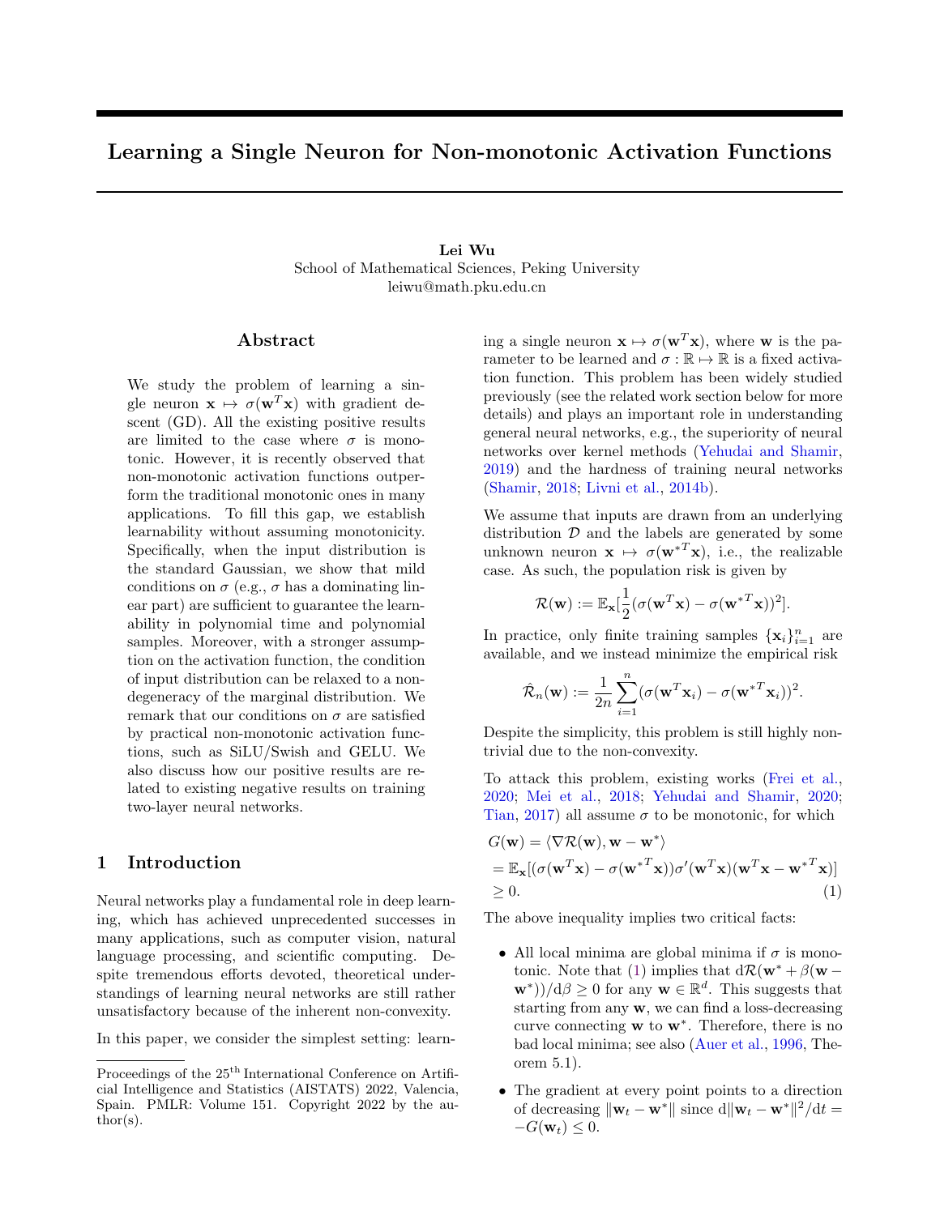# Learning a Single Neuron for Non-monotonic Activation Functions

**Lei Wu**
School of Mathematical Sciences, Peking University
leiwu@math.pku.edu.cn

## Abstract

We study the problem of learning a single neuron $\mathbf{x} \mapsto \sigma(\mathbf{w}^T\mathbf{x})$ with gradient descent (GD). All the existing positive results are limited to the case where $\sigma$ is monotonic. However, it is recently observed that non-monotonic activation functions outperform the traditional monotonic ones in many applications. To fill this gap, we establish learnability without assuming monotonicity. Specifically, when the input distribution is the standard Gaussian, we show that mild conditions on $\sigma$ (e.g., $\sigma$ has a dominating linear part) are sufficient to guarantee the learnability in polynomial time and polynomial samples. Moreover, with a stronger assumption on the activation function, the condition of input distribution can be relaxed to a non-degeneracy of the marginal distribution. We remark that our conditions on $\sigma$ are satisfied by practical non-monotonic activation functions, such as SiLU/Swish and GELU. We also discuss how our positive results are related to existing negative results on training two-layer neural networks.

## 1 Introduction

Neural networks play a fundamental role in deep learning, which has achieved unprecedented successes in many applications, such as computer vision, natural language processing, and scientific computing. Despite tremendous efforts devoted, theoretical understandings of learning neural networks are still rather unsatisfactory because of the inherent non-convexity.

In this paper, we consider the simplest setting: learning a single neuron $\mathbf{x} \mapsto \sigma(\mathbf{w}^T\mathbf{x})$, where $\mathbf{w}$ is the parameter to be learned and $\sigma : \mathbb{R} \mapsto \mathbb{R}$ is a fixed activation function. This problem has been widely studied previously (see the related work section below for more details) and plays an important role in understanding general neural networks, e.g., the superiority of neural networks over kernel methods (Yehudai and Shamir, 2019) and the hardness of training neural networks (Shamir, 2018; Livni et al., 2014b).

We assume that inputs are drawn from an underlying distribution $\mathcal{D}$ and the labels are generated by some unknown neuron $\mathbf{x} \mapsto \sigma(\mathbf{w}^{*T}\mathbf{x})$, i.e., the realizable case. As such, the population risk is given by

$$\mathcal{R}(\mathbf{w}) := \mathbb{E}_{\mathbf{x}}[\frac{1}{2}(\sigma(\mathbf{w}^T\mathbf{x}) - \sigma(\mathbf{w}^{*T}\mathbf{x}))^2].$$

In practice, only finite training samples $\{\mathbf{x}_i\}_{i=1}^n$ are available, and we instead minimize the empirical risk

$$\hat{\mathcal{R}}_n(\mathbf{w}) := \frac{1}{2n}\sum_{i=1}^n(\sigma(\mathbf{w}^T\mathbf{x}_i) - \sigma(\mathbf{w}^{*T}\mathbf{x}_i))^2.$$

Despite the simplicity, this problem is still highly nontrivial due to the non-convexity.

To attack this problem, existing works (Frei et al., 2020; Mei et al., 2018; Yehudai and Shamir, 2020; Tian, 2017) all assume $\sigma$ to be monotonic, for which

$$\begin{aligned} G(\mathbf{w}) &= \langle \nabla\mathcal{R}(\mathbf{w}), \mathbf{w} - \mathbf{w}^*\rangle \\ &= \mathbb{E}_{\mathbf{x}}[(\sigma(\mathbf{w}^T\mathbf{x}) - \sigma(\mathbf{w}^{*T}\mathbf{x}))\sigma'(\mathbf{w}^T\mathbf{x})(\mathbf{w}^T\mathbf{x} - \mathbf{w}^{*T}\mathbf{x})] \\ &\geq 0. \end{aligned} \tag{1}$$

The above inequality implies two critical facts:

- All local minima are global minima if $\sigma$ is monotonic. Note that (1) implies that $\mathrm{d}\mathcal{R}(\mathbf{w}^* + \beta(\mathbf{w} - \mathbf{w}^*))/\mathrm{d}\beta \geq 0$ for any $\mathbf{w} \in \mathbb{R}^d$. This suggests that starting from any $\mathbf{w}$, we can find a loss-decreasing curve connecting $\mathbf{w}$ to $\mathbf{w}^*$. Therefore, there is no bad local minima; see also (Auer et al., 1996, Theorem 5.1).
- The gradient at every point points to a direction of decreasing $\|\mathbf{w}_t - \mathbf{w}^*\|$ since $\mathrm{d}\|\mathbf{w}_t - \mathbf{w}^*\|^2/\mathrm{d}t = -G(\mathbf{w}_t) \leq 0$.

Proceedings of the 25[th] International Conference on Artificial Intelligence and Statistics (AISTATS) 2022, Valencia, Spain. PMLR: Volume 151. Copyright 2022 by the author(s).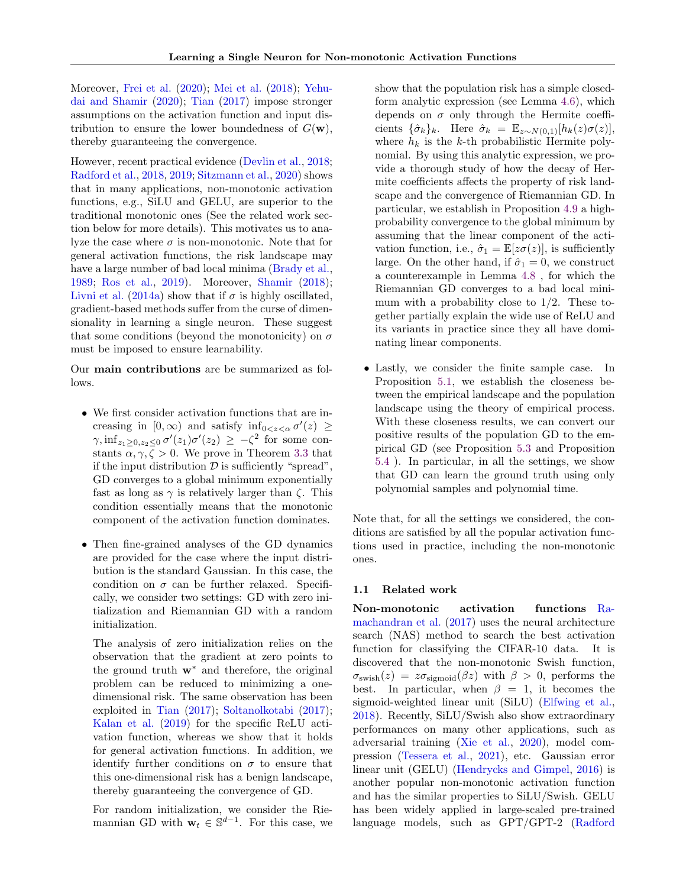Moreover, Frei et al. (2020); Mei et al. (2018); Yehudai and Shamir (2020); Tian (2017) impose stronger assumptions on the activation function and input distribution to ensure the lower boundedness of $G(\mathbf{w})$, thereby guaranteeing the convergence.

However, recent practical evidence (Devlin et al., 2018; Radford et al., 2018, 2019; Sitzmann et al., 2020) shows that in many applications, non-monotonic activation functions, e.g., SiLU and GELU, are superior to the traditional monotonic ones (See the related work section below for more details). This motivates us to analyze the case where $\sigma$ is non-monotonic. Note that for general activation functions, the risk landscape may have a large number of bad local minima (Brady et al., 1989; Ros et al., 2019). Moreover, Shamir (2018); Livni et al. (2014a) show that if $\sigma$ is highly oscillated, gradient-based methods suffer from the curse of dimensionality in learning a single neuron. These suggest that some conditions (beyond the monotonicity) on $\sigma$ must be imposed to ensure learnability.

Our **main contributions** are be summarized as follows.

- We first consider activation functions that are increasing in $[0, \infty)$ and satisfy $\inf_{0<z<\alpha} \sigma'(z) \geq \gamma, \inf_{z_1 \geq 0, z_2 \leq 0} \sigma'(z_1)\sigma'(z_2) \geq -\zeta^2$ for some constants $\alpha, \gamma, \zeta > 0$. We prove in Theorem 3.3 that if the input distribution $\mathcal{D}$ is sufficiently "spread", GD converges to a global minimum exponentially fast as long as $\gamma$ is relatively larger than $\zeta$. This condition essentially means that the monotonic component of the activation function dominates.

- Then fine-grained analyses of the GD dynamics are provided for the case where the input distribution is the standard Gaussian. In this case, the condition on $\sigma$ can be further relaxed. Specifically, we consider two settings: GD with zero initialization and Riemannian GD with a random initialization.

  The analysis of zero initialization relies on the observation that the gradient at zero points to the ground truth $\mathbf{w}^*$ and therefore, the original problem can be reduced to minimizing a one-dimensional risk. The same observation has been exploited in Tian (2017); Soltanolkotabi (2017); Kalan et al. (2019) for the specific ReLU activation function, whereas we show that it holds for general activation functions. In addition, we identify further conditions on $\sigma$ to ensure that this one-dimensional risk has a benign landscape, thereby guaranteeing the convergence of GD.

  For random initialization, we consider the Riemannian GD with $\mathbf{w}_t \in \mathbb{S}^{d-1}$. For this case, we show that the population risk has a simple closed-form analytic expression (see Lemma 4.6), which depends on $\sigma$ only through the Hermite coefficients $\{\hat{\sigma}_k\}_k$. Here $\hat{\sigma}_k = \mathbb{E}_{z \sim N(0,1)}[h_k(z)\sigma(z)]$, where $h_k$ is the $k$-th probabilistic Hermite polynomial. By using this analytic expression, we provide a thorough study of how the decay of Hermite coefficients affects the property of risk landscape and the convergence of Riemannian GD. In particular, we establish in Proposition 4.9 a high-probability convergence to the global minimum by assuming that the linear component of the activation function, i.e., $\hat{\sigma}_1 = \mathbb{E}[z\sigma(z)]$, is sufficiently large. On the other hand, if $\hat{\sigma}_1 = 0$, we construct a counterexample in Lemma 4.8 , for which the Riemannian GD converges to a bad local minimum with a probability close to $1/2$. These together partially explain the wide use of ReLU and its variants in practice since they all have dominating linear components.

- Lastly, we consider the finite sample case. In Proposition 5.1, we establish the closeness between the empirical landscape and the population landscape using the theory of empirical process. With these closeness results, we can convert our positive results of the population GD to the empirical GD (see Proposition 5.3 and Proposition 5.4 ). In particular, in all the settings, we show that GD can learn the ground truth using only polynomial samples and polynomial time.

Note that, for all the settings we considered, the conditions are satisfied by all the popular activation functions used in practice, including the non-monotonic ones.

### 1.1 Related work

**Non-monotonic activation functions** Ramachandran et al. (2017) uses the neural architecture search (NAS) method to search the best activation function for classifying the CIFAR-10 data. It is discovered that the non-monotonic Swish function, $\sigma_{\text{swish}}(z) = z\sigma_{\text{sigmoid}}(\beta z)$ with $\beta > 0$, performs the best. In particular, when $\beta = 1$, it becomes the sigmoid-weighted linear unit (SiLU) (Elfwing et al., 2018). Recently, SiLU/Swish also show extraordinary performances on many other applications, such as adversarial training (Xie et al., 2020), model compression (Tessera et al., 2021), etc. Gaussian error linear unit (GELU) (Hendrycks and Gimpel, 2016) is another popular non-monotonic activation function and has the similar properties to SiLU/Swish. GELU has been widely applied in large-scaled pre-trained language models, such as GPT/GPT-2 (Radford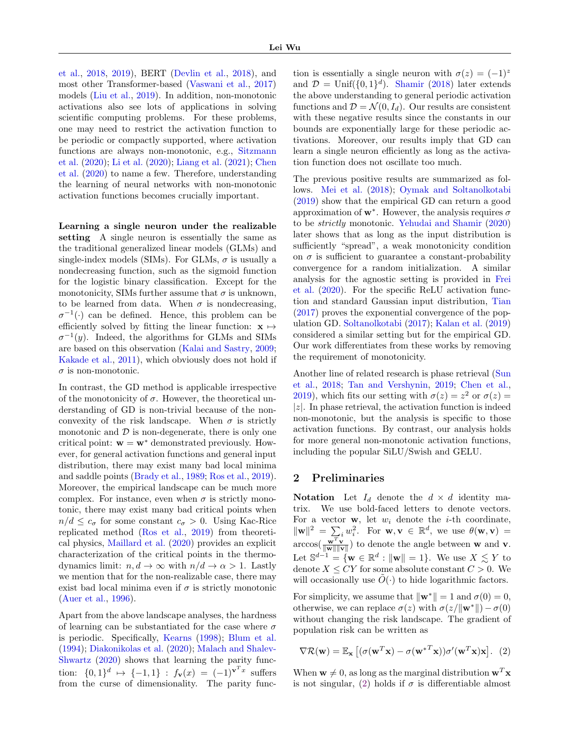et al., 2018, 2019), BERT (Devlin et al., 2018), and most other Transformer-based (Vaswani et al., 2017) models (Liu et al., 2019). In addition, non-monotonic activations also see lots of applications in solving scientific computing problems. For these problems, one may need to restrict the activation function to be periodic or compactly supported, where activation functions are always non-monotonic, e.g., Sitzmann et al. (2020); Li et al. (2020); Liang et al. (2021); Chen et al. (2020) to name a few. Therefore, understanding the learning of neural networks with non-monotonic activation functions becomes crucially important.

**Learning a single neuron under the realizable setting** A single neuron is essentially the same as the traditional generalized linear models (GLMs) and single-index models (SIMs). For GLMs, $\sigma$ is usually a nondecreasing function, such as the sigmoid function for the logistic binary classification. Except for the monotonicity, SIMs further assume that $\sigma$ is unknown, to be learned from data. When $\sigma$ is nondecreasing, $\sigma^{-1}(\cdot)$ can be defined. Hence, this problem can be efficiently solved by fitting the linear function: $\mathbf{x} \mapsto \sigma^{-1}(y)$. Indeed, the algorithms for GLMs and SIMs are based on this observation (Kalai and Sastry, 2009; Kakade et al., 2011), which obviously does not hold if $\sigma$ is non-monotonic.

In contrast, the GD method is applicable irrespective of the monotonicity of $\sigma$. However, the theoretical understanding of GD is non-trivial because of the non-convexity of the risk landscape. When $\sigma$ is strictly monotonic and $\mathcal{D}$ is non-degenerate, there is only one critical point: $\mathbf{w} = \mathbf{w}^*$ demonstrated previously. However, for general activation functions and general input distribution, there may exist many bad local minima and saddle points (Brady et al., 1989; Ros et al., 2019). Moreover, the empirical landscape can be much more complex. For instance, even when $\sigma$ is strictly monotonic, there may exist many bad critical points when $n/d \leq c_\sigma$ for some constant $c_\sigma > 0$. Using Kac-Rice replicated method (Ros et al., 2019) from theoretical physics, Maillard et al. (2020) provides an explicit characterization of the critical points in the thermodynamics limit: $n, d \to \infty$ with $n/d \to \alpha > 1$. Lastly we mention that for the non-realizable case, there may exist bad local minima even if $\sigma$ is strictly monotonic (Auer et al., 1996).

Apart from the above landscape analyses, the hardness of learning can be substantiated for the case where $\sigma$ is periodic. Specifically, Kearns (1998); Blum et al. (1994); Diakonikolas et al. (2020); Malach and Shalev-Shwartz (2020) shows that learning the parity function: $\{0,1\}^d \mapsto \{-1,1\} : f_{\mathbf{v}}(x) = (-1)^{\mathbf{v}^T x}$ suffers from the curse of dimensionality. The parity function is essentially a single neuron with $\sigma(z) = (-1)^z$ and $\mathcal{D} = \mathrm{Unif}(\{0,1\}^d)$. Shamir (2018) later extends the above understanding to general periodic activation functions and $\mathcal{D} = \mathcal{N}(0, I_d)$. Our results are consistent with these negative results since the constants in our bounds are exponentially large for these periodic activations. Moreover, our results imply that GD can learn a single neuron efficiently as long as the activation function does not oscillate too much.

The previous positive results are summarized as follows. Mei et al. (2018); Oymak and Soltanolkotabi (2019) show that the empirical GD can return a good approximation of $\mathbf{w}^*$. However, the analysis requires $\sigma$ to be *strictly* monotonic. Yehudai and Shamir (2020) later shows that as long as the input distribution is sufficiently "spread", a weak monotonicity condition on $\sigma$ is sufficient to guarantee a constant-probability convergence for a random initialization. A similar analysis for the agnostic setting is provided in Frei et al. (2020). For the specific ReLU activation function and standard Gaussian input distribution, Tian (2017) proves the exponential convergence of the population GD. Soltanolkotabi (2017); Kalan et al. (2019) considered a similar setting but for the empirical GD. Our work differentiates from these works by removing the requirement of monotonicity.

Another line of related research is phase retrieval (Sun et al., 2018; Tan and Vershynin, 2019; Chen et al., 2019), which fits our setting with $\sigma(z) = z^2$ or $\sigma(z) = |z|$. In phase retrieval, the activation function is indeed non-monotonic, but the analysis is specific to those activation functions. By contrast, our analysis holds for more general non-monotonic activation functions, including the popular SiLU/Swish and GELU.

## 2 Preliminaries

**Notation** Let $I_d$ denote the $d \times d$ identity matrix. We use bold-faced letters to denote vectors. For a vector $\mathbf{w}$, let $w_i$ denote the $i$-th coordinate, $\|\mathbf{w}\|^2 = \sum_i w_i^2$. For $\mathbf{w}, \mathbf{v} \in \mathbb{R}^d$, we use $\theta(\mathbf{w}, \mathbf{v}) = \arccos(\frac{\mathbf{w}^T \mathbf{v}}{\|\mathbf{w}\|\|\mathbf{v}\|})$ to denote the angle between $\mathbf{w}$ and $\mathbf{v}$. Let $\mathbb{S}^{d-1} = \{\mathbf{w} \in \mathbb{R}^d : \|\mathbf{w}\| = 1\}$. We use $X \lesssim Y$ to denote $X \leq CY$ for some absolute constant $C > 0$. We will occasionally use $\tilde{O}(\cdot)$ to hide logarithmic factors.

For simplicity, we assume that $\|\mathbf{w}^*\| = 1$ and $\sigma(0) = 0$, otherwise, we can replace $\sigma(z)$ with $\sigma(z/\|\mathbf{w}^*\|) - \sigma(0)$ without changing the risk landscape. The gradient of population risk can be written as

$$\nabla \mathcal{R}(\mathbf{w}) = \mathbb{E}_{\mathbf{x}} \left[ (\sigma(\mathbf{w}^T \mathbf{x}) - \sigma(\mathbf{w}^{*T} \mathbf{x})) \sigma'(\mathbf{w}^T \mathbf{x}) \mathbf{x} \right]. \quad (2)$$

When $\mathbf{w} \neq 0$, as long as the marginal distribution $\mathbf{w}^T \mathbf{x}$ is not singular, (2) holds if $\sigma$ is differentiable almost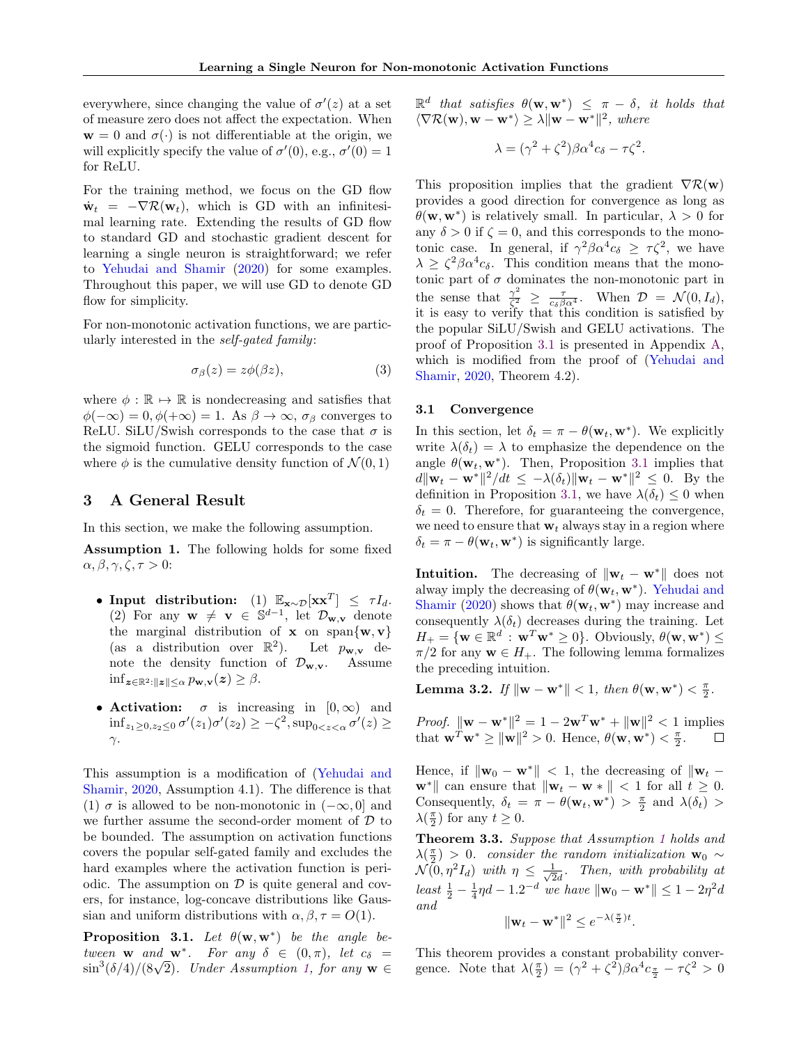everywhere, since changing the value of $\sigma'(z)$ at a set of measure zero does not affect the expectation. When $\mathbf{w} = 0$ and $\sigma(\cdot)$ is not differentiable at the origin, we will explicitly specify the value of $\sigma'(0)$, e.g., $\sigma'(0) = 1$ for ReLU.

For the training method, we focus on the GD flow $\dot{\mathbf{w}}_t = -\nabla \mathcal{R}(\mathbf{w}_t)$, which is GD with an infinitesimal learning rate. Extending the results of GD flow to standard GD and stochastic gradient descent for learning a single neuron is straightforward; we refer to Yehudai and Shamir (2020) for some examples. Throughout this paper, we will use GD to denote GD flow for simplicity.

For non-monotonic activation functions, we are particularly interested in the *self-gated family*:

$$\sigma_\beta(z) = z\phi(\beta z), \tag{3}$$

where $\phi : \mathbb{R} \mapsto \mathbb{R}$ is nondecreasing and satisfies that $\phi(-\infty) = 0, \phi(+\infty) = 1$. As $\beta \to \infty$, $\sigma_\beta$ converges to ReLU. SiLU/Swish corresponds to the case that $\sigma$ is the sigmoid function. GELU corresponds to the case where $\phi$ is the cumulative density function of $\mathcal{N}(0, 1)$

## 3 A General Result

In this section, we make the following assumption.

**Assumption 1.** The following holds for some fixed $\alpha, \beta, \gamma, \zeta, \tau > 0$:

- **Input distribution:** (1) $\mathbb{E}_{\mathbf{x}\sim\mathcal{D}}[\mathbf{x}\mathbf{x}^T] \le \tau I_d$. (2) For any $\mathbf{w} \ne \mathbf{v} \in \mathbb{S}^{d-1}$, let $\mathcal{D}_{\mathbf{w},\mathbf{v}}$ denote the marginal distribution of $\mathbf{x}$ on $\operatorname{span}\{\mathbf{w}, \mathbf{v}\}$ (as a distribution over $\mathbb{R}^2$). Let $p_{\mathbf{w},\mathbf{v}}$ denote the density function of $\mathcal{D}_{\mathbf{w},\mathbf{v}}$. Assume $\inf_{\mathbf{z}\in\mathbb{R}^2:\|\mathbf{z}\|\le\alpha} p_{\mathbf{w},\mathbf{v}}(\mathbf{z}) \ge \beta$.
- **Activation:** $\sigma$ is increasing in $[0, \infty)$ and $\inf_{z_1\ge 0, z_2\le 0} \sigma'(z_1)\sigma'(z_2) \ge -\zeta^2, \sup_{0<z<\alpha} \sigma'(z) \ge \gamma$.

This assumption is a modification of (Yehudai and Shamir, 2020, Assumption 4.1). The difference is that (1) $\sigma$ is allowed to be non-monotonic in $(-\infty, 0]$ and we further assume the second-order moment of $\mathcal{D}$ to be bounded. The assumption on activation functions covers the popular self-gated family and excludes the hard examples where the activation function is periodic. The assumption on $\mathcal{D}$ is quite general and covers, for instance, log-concave distributions like Gaussian and uniform distributions with $\alpha, \beta, \tau = O(1)$.

**Proposition 3.1.** *Let $\theta(\mathbf{w}, \mathbf{w}^*)$ be the angle between $\mathbf{w}$ and $\mathbf{w}^*$. For any $\delta \in (0, \pi)$, let $c_\delta = \sin^3(\delta/4)/(8\sqrt{2})$. Under Assumption 1, for any $\mathbf{w} \in \mathbb{R}^d$ that satisfies $\theta(\mathbf{w}, \mathbf{w}^*) \le \pi - \delta$, it holds that $\langle \nabla \mathcal{R}(\mathbf{w}), \mathbf{w} - \mathbf{w}^* \rangle \ge \lambda \|\mathbf{w} - \mathbf{w}^*\|^2$, where*

$$\lambda = (\gamma^2 + \zeta^2)\beta\alpha^4 c_\delta - \tau\zeta^2.$$

This proposition implies that the gradient $\nabla \mathcal{R}(\mathbf{w})$ provides a good direction for convergence as long as $\theta(\mathbf{w}, \mathbf{w}^*)$ is relatively small. In particular, $\lambda > 0$ for any $\delta > 0$ if $\zeta = 0$, and this corresponds to the monotonic case. In general, if $\gamma^2\beta\alpha^4 c_\delta \ge \tau\zeta^2$, we have $\lambda \ge \zeta^2\beta\alpha^4 c_\delta$. This condition means that the monotonic part of $\sigma$ dominates the non-monotonic part in the sense that $\frac{\gamma^2}{\zeta^2} \ge \frac{\tau}{c_\delta\beta\alpha^4}$. When $\mathcal{D} = \mathcal{N}(0, I_d)$, it is easy to verify that this condition is satisfied by the popular SiLU/Swish and GELU activations. The proof of Proposition 3.1 is presented in Appendix A, which is modified from the proof of (Yehudai and Shamir, 2020, Theorem 4.2).

### 3.1 Convergence

In this section, let $\delta_t = \pi - \theta(\mathbf{w}_t, \mathbf{w}^*)$. We explicitly write $\lambda(\delta_t) = \lambda$ to emphasize the dependence on the angle $\theta(\mathbf{w}_t, \mathbf{w}^*)$. Then, Proposition 3.1 implies that $d\|\mathbf{w}_t - \mathbf{w}^*\|^2/dt \le -\lambda(\delta_t)\|\mathbf{w}_t - \mathbf{w}^*\|^2 \le 0$. By the definition in Proposition 3.1, we have $\lambda(\delta_t) \le 0$ when $\delta_t = 0$. Therefore, for guaranteeing the convergence, we need to ensure that $\mathbf{w}_t$ always stay in a region where $\delta_t = \pi - \theta(\mathbf{w}_t, \mathbf{w}^*)$ is significantly large.

**Intuition.** The decreasing of $\|\mathbf{w}_t - \mathbf{w}^*\|$ does not alway imply the decreasing of $\theta(\mathbf{w}, \mathbf{w}^*)$. Yehudai and Shamir (2020) shows that $\theta(\mathbf{w}_t, \mathbf{w}^*)$ may increase and consequently $\lambda(\delta_t)$ decreases during the training. Let $H_+ = \{\mathbf{w} \in \mathbb{R}^d : \mathbf{w}^T\mathbf{w}^* \ge 0\}$. Obviously, $\theta(\mathbf{w}, \mathbf{w}^*) \le \pi/2$ for any $\mathbf{w} \in H_+$. The following lemma formalizes the preceding intuition.

**Lemma 3.2.** *If $\|\mathbf{w} - \mathbf{w}^*\| < 1$, then $\theta(\mathbf{w}, \mathbf{w}^*) < \frac{\pi}{2}$.*

*Proof.* $\|\mathbf{w} - \mathbf{w}^*\|^2 = 1 - 2\mathbf{w}^T\mathbf{w}^* + \|\mathbf{w}\|^2 < 1$ implies that $\mathbf{w}^T\mathbf{w}^* \ge \|\mathbf{w}\|^2 > 0$. Hence, $\theta(\mathbf{w}, \mathbf{w}^*) < \frac{\pi}{2}$. □

Hence, if $\|\mathbf{w}_0 - \mathbf{w}^*\| < 1$, the decreasing of $\|\mathbf{w}_t - \mathbf{w}^*\|$ can ensure that $\|\mathbf{w}_t - \mathbf{w}*\| < 1$ for all $t \ge 0$. Consequently, $\delta_t = \pi - \theta(\mathbf{w}_t, \mathbf{w}^*) > \frac{\pi}{2}$ and $\lambda(\delta_t) > \lambda(\frac{\pi}{2})$ for any $t \ge 0$.

**Theorem 3.3.** *Suppose that Assumption 1 holds and $\lambda(\frac{\pi}{2}) > 0$. consider the random initialization $\mathbf{w}_0 \sim \mathcal{N}(0, \eta^2 I_d)$ with $\eta \le \frac{1}{\sqrt{2}d}$. Then, with probability at least $\frac{1}{2} - \frac{1}{4}\eta d - 1.2^{-d}$ we have $\|\mathbf{w}_0 - \mathbf{w}^*\| \le 1 - 2\eta^2 d$ and*

$$\|\mathbf{w}_t - \mathbf{w}^*\|^2 \le e^{-\lambda(\frac{\pi}{2})t}.$$

This theorem provides a constant probability convergence. Note that $\lambda(\frac{\pi}{2}) = (\gamma^2 + \zeta^2)\beta\alpha^4 c_{\frac{\pi}{2}} - \tau\zeta^2 > 0$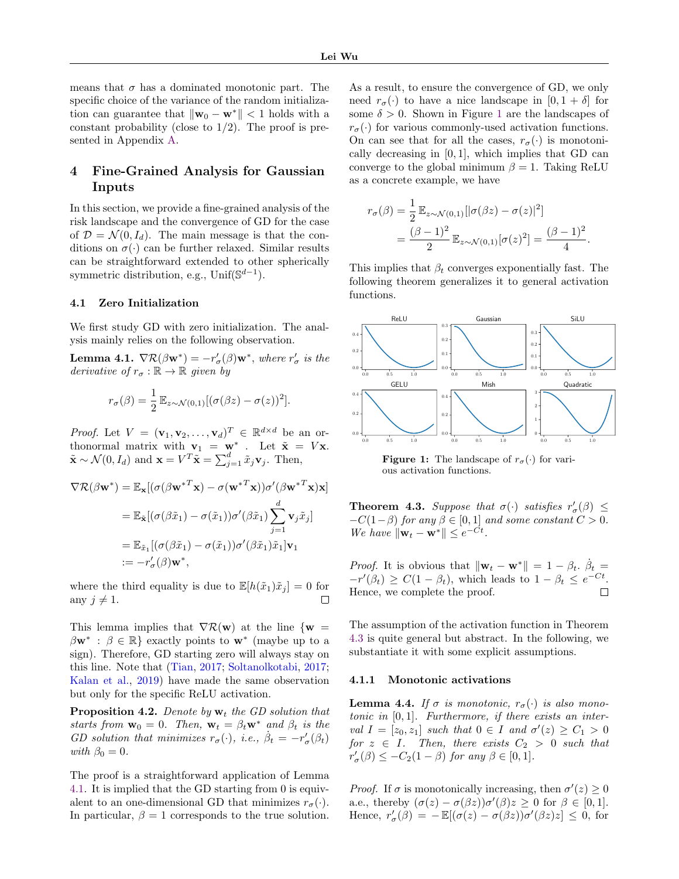means that $\sigma$ has a dominated monotonic part. The specific choice of the variance of the random initialization can guarantee that $\|\mathbf{w}_0 - \mathbf{w}^*\| < 1$ holds with a constant probability (close to 1/2). The proof is presented in Appendix A.

## 4 Fine-Grained Analysis for Gaussian Inputs

In this section, we provide a fine-grained analysis of the risk landscape and the convergence of GD for the case of $\mathcal{D} = \mathcal{N}(0, I_d)$. The main message is that the conditions on $\sigma(\cdot)$ can be further relaxed. Similar results can be straightforward extended to other spherically symmetric distribution, e.g., Unif$(\mathbb{S}^{d-1})$.

### 4.1 Zero Initialization

We first study GD with zero initialization. The analysis mainly relies on the following observation.

**Lemma 4.1.** *$\nabla \mathcal{R}(\beta \mathbf{w}^*) = -r'_\sigma(\beta)\mathbf{w}^*$, where $r'_\sigma$ is the derivative of $r_\sigma : \mathbb{R} \to \mathbb{R}$ given by*

$$r_\sigma(\beta) = \frac{1}{2}\,\mathbb{E}_{z\sim\mathcal{N}(0,1)}[(\sigma(\beta z) - \sigma(z))^2].$$

*Proof.* Let $V = (\mathbf{v}_1, \mathbf{v}_2, \ldots, \mathbf{v}_d)^T \in \mathbb{R}^{d\times d}$ be an orthonormal matrix with $\mathbf{v}_1 = \mathbf{w}^*$ . Let $\tilde{\mathbf{x}} = V\mathbf{x}$. $\tilde{\mathbf{x}} \sim \mathcal{N}(0, I_d)$ and $\mathbf{x} = V^T\tilde{\mathbf{x}} = \sum_{j=1}^d \tilde{x}_j \mathbf{v}_j$. Then,

$$\begin{aligned}
\nabla \mathcal{R}(\beta \mathbf{w}^*) &= \mathbb{E}_{\mathbf{x}}[(\sigma(\beta {\mathbf{w}^*}^T\mathbf{x}) - \sigma({\mathbf{w}^*}^T\mathbf{x}))\sigma'(\beta {\mathbf{w}^*}^T\mathbf{x})\mathbf{x}] \\
&= \mathbb{E}_{\tilde{\mathbf{x}}}[(\sigma(\beta\tilde{x}_1) - \sigma(\tilde{x}_1))\sigma'(\beta\tilde{x}_1)\sum_{j=1}^d \mathbf{v}_j\tilde{x}_j] \\
&= \mathbb{E}_{\tilde{x}_1}[(\sigma(\beta\tilde{x}_1) - \sigma(\tilde{x}_1))\sigma'(\beta\tilde{x}_1)\tilde{x}_1]\mathbf{v}_1 \\
&:= -r'_\sigma(\beta)\mathbf{w}^*,
\end{aligned}$$

where the third equality is due to $\mathbb{E}[h(\tilde{x}_1)\tilde{x}_j] = 0$ for any $j \neq 1$. ◻

This lemma implies that $\nabla\mathcal{R}(\mathbf{w})$ at the line $\{\mathbf{w} = \beta\mathbf{w}^* : \beta \in \mathbb{R}\}$ exactly points to $\mathbf{w}^*$ (maybe up to a sign). Therefore, GD starting zero will always stay on this line. Note that (Tian, 2017; Soltanolkotabi, 2017; Kalan et al., 2019) have made the same observation but only for the specific ReLU activation.

**Proposition 4.2.** *Denote by $\mathbf{w}_t$ the GD solution that starts from $\mathbf{w}_0 = 0$. Then, $\mathbf{w}_t = \beta_t\mathbf{w}^*$ and $\beta_t$ is the GD solution that minimizes $r_\sigma(\cdot)$, i.e., $\dot{\beta}_t = -r'_\sigma(\beta_t)$ with $\beta_0 = 0$.*

The proof is a straightforward application of Lemma 4.1. It is implied that the GD starting from 0 is equivalent to an one-dimensional GD that minimizes $r_\sigma(\cdot)$. In particular, $\beta = 1$ corresponds to the true solution. As a result, to ensure the convergence of GD, we only need $r_\sigma(\cdot)$ to have a nice landscape in $[0, 1 + \delta]$ for some $\delta > 0$. Shown in Figure 1 are the landscapes of $r_\sigma(\cdot)$ for various commonly-used activation functions. On can see that for all the cases, $r_\sigma(\cdot)$ is monotonically decreasing in $[0, 1]$, which implies that GD can converge to the global minimum $\beta = 1$. Taking ReLU as a concrete example, we have

$$\begin{aligned}
r_\sigma(\beta) &= \frac{1}{2}\,\mathbb{E}_{z\sim\mathcal{N}(0,1)}[|\sigma(\beta z) - \sigma(z)|^2] \\
&= \frac{(\beta-1)^2}{2}\,\mathbb{E}_{z\sim\mathcal{N}(0,1)}[\sigma(z)^2] = \frac{(\beta-1)^2}{4}.
\end{aligned}$$

This implies that $\beta_t$ converges exponentially fast. The following theorem generalizes it to general activation functions.

**Figure 1:** The landscape of $r_\sigma(\cdot)$ for various activation functions.

**Theorem 4.3.** *Suppose that $\sigma(\cdot)$ satisfies $r'_\sigma(\beta) \leq -C(1-\beta)$ for any $\beta \in [0, 1]$ and some constant $C > 0$. We have $\|\mathbf{w}_t - \mathbf{w}^*\| \leq e^{-Ct}$.*

*Proof.* It is obvious that $\|\mathbf{w}_t - \mathbf{w}^*\| = 1 - \beta_t$. $\dot{\beta}_t = -r'(\beta_t) \geq C(1-\beta_t)$, which leads to $1 - \beta_t \leq e^{-Ct}$. Hence, we complete the proof. ◻

The assumption of the activation function in Theorem 4.3 is quite general but abstract. In the following, we substantiate it with some explicit assumptions.

#### 4.1.1 Monotonic activations

**Lemma 4.4.** *If $\sigma$ is monotonic, $r_\sigma(\cdot)$ is also monotonic in $[0, 1]$. Furthermore, if there exists an interval $I = [z_0, z_1]$ such that $0 \in I$ and $\sigma'(z) \geq C_1 > 0$ for $z \in I$. Then, there exists $C_2 > 0$ such that $r'_\sigma(\beta) \leq -C_2(1-\beta)$ for any $\beta \in [0, 1]$.*

*Proof.* If $\sigma$ is monotonically increasing, then $\sigma'(z) \geq 0$ a.e., thereby $(\sigma(z) - \sigma(\beta z))\sigma'(\beta z)z \geq 0$ for $\beta \in [0, 1]$. Hence, $r'_\sigma(\beta) = -\mathbb{E}[(\sigma(z) - \sigma(\beta z))\sigma'(\beta z)z] \leq 0$, for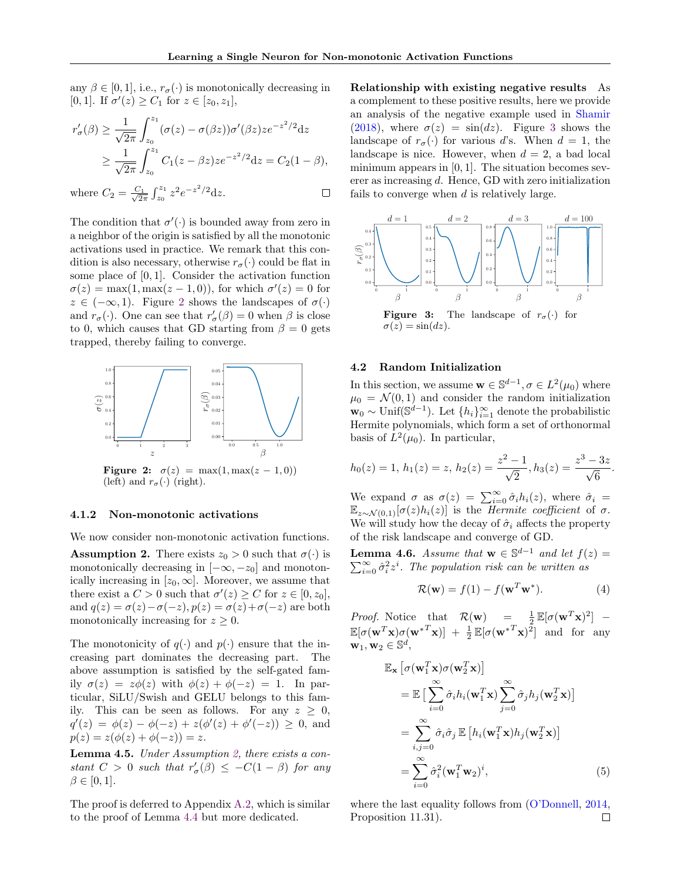any $\beta \in [0,1]$, i.e., $r_\sigma(\cdot)$ is monotonically decreasing in $[0,1]$. If $\sigma'(z) \geq C_1$ for $z \in [z_0, z_1]$,

$$
\begin{aligned}
r'_\sigma(\beta) &\geq \frac{1}{\sqrt{2\pi}} \int_{z_0}^{z_1} (\sigma(z) - \sigma(\beta z))\sigma'(\beta z) z e^{-z^2/2} \mathrm{d}z \\
&\geq \frac{1}{\sqrt{2\pi}} \int_{z_0}^{z_1} C_1(z - \beta z) z e^{-z^2/2} \mathrm{d}z = C_2(1-\beta),
\end{aligned}
$$

where $C_2 = \frac{C_1}{\sqrt{2\pi}} \int_{z_0}^{z_1} z^2 e^{-z^2/2} \mathrm{d}z$. □

The condition that $\sigma'(\cdot)$ is bounded away from zero in a neighbor of the origin is satisfied by all the monotonic activations used in practice. We remark that this condition is also necessary, otherwise $r_\sigma(\cdot)$ could be flat in some place of $[0,1]$. Consider the activation function $\sigma(z) = \max(1, \max(z-1, 0))$, for which $\sigma'(z) = 0$ for $z \in (-\infty, 1)$. Figure 2 shows the landscapes of $\sigma(\cdot)$ and $r_\sigma(\cdot)$. One can see that $r'_\sigma(\beta) = 0$ when $\beta$ is close to 0, which causes that GD starting from $\beta = 0$ gets trapped, thereby failing to converge.

**Figure 2:** $\sigma(z) = \max(1, \max(z-1, 0))$ (left) and $r_\sigma(\cdot)$ (right).

#### 4.1.2 Non-monotonic activations

We now consider non-monotonic activation functions.

**Assumption 2.** There exists $z_0 > 0$ such that $\sigma(\cdot)$ is monotonically decreasing in $[-\infty, -z_0]$ and monotonically increasing in $[z_0, \infty]$. Moreover, we assume that there exist a $C > 0$ such that $\sigma'(z) \geq C$ for $z \in [0, z_0]$, and $q(z) = \sigma(z) - \sigma(-z), p(z) = \sigma(z) + \sigma(-z)$ are both monotonically increasing for $z \geq 0$.

The monotonicity of $q(\cdot)$ and $p(\cdot)$ ensure that the increasing part dominates the decreasing part. The above assumption is satisfied by the self-gated family $\sigma(z) = z\phi(z)$ with $\phi(z) + \phi(-z) = 1$. In particular, SiLU/Swish and GELU belongs to this family. This can be seen as follows. For any $z \geq 0$, $q'(z) = \phi(z) - \phi(-z) + z(\phi'(z) + \phi'(-z)) \geq 0$, and $p(z) = z(\phi(z) + \phi(-z)) = z$.

**Lemma 4.5.** *Under Assumption 2, there exists a constant $C > 0$ such that $r'_\sigma(\beta) \leq -C(1-\beta)$ for any $\beta \in [0,1]$.*

The proof is deferred to Appendix A.2, which is similar to the proof of Lemma 4.4 but more dedicated.

**Relationship with existing negative results** As a complement to these positive results, here we provide an analysis of the negative example used in Shamir (2018), where $\sigma(z) = \sin(dz)$. Figure 3 shows the landscape of $r_\sigma(\cdot)$ for various $d$'s. When $d = 1$, the landscape is nice. However, when $d = 2$, a bad local minimum appears in $[0,1]$. The situation becomes severer as increasing $d$. Hence, GD with zero initialization fails to converge when $d$ is relatively large.

**Figure 3:** The landscape of $r_\sigma(\cdot)$ for $\sigma(z) = \sin(dz)$.

### 4.2 Random Initialization

In this section, we assume $\mathbf{w} \in \mathbb{S}^{d-1}, \sigma \in L^2(\mu_0)$ where $\mu_0 = \mathcal{N}(0,1)$ and consider the random initialization $\mathbf{w}_0 \sim \mathrm{Unif}(\mathbb{S}^{d-1})$. Let $\{h_i\}_{i=1}^\infty$ denote the probabilistic Hermite polynomials, which form a set of orthonormal basis of $L^2(\mu_0)$. In particular,

$$
h_0(z) = 1,\ h_1(z) = z,\ h_2(z) = \frac{z^2-1}{\sqrt{2}}, h_3(z) = \frac{z^3 - 3z}{\sqrt{6}}.
$$

We expand $\sigma$ as $\sigma(z) = \sum_{i=0}^\infty \hat{\sigma}_i h_i(z)$, where $\hat{\sigma}_i = \mathbb{E}_{z \sim \mathcal{N}(0,1)}[\sigma(z) h_i(z)]$ is the *Hermite coefficient* of $\sigma$. We will study how the decay of $\hat{\sigma}_i$ affects the property of the risk landscape and converge of GD.

**Lemma 4.6.** *Assume that $\mathbf{w} \in \mathbb{S}^{d-1}$ and let $f(z) = \sum_{i=0}^\infty \hat{\sigma}_i^2 z^i$. The population risk can be written as*

$$
\mathcal{R}(\mathbf{w}) = f(1) - f(\mathbf{w}^T \mathbf{w}^*). \tag{4}
$$

*Proof.* Notice that $\mathcal{R}(\mathbf{w}) = \frac{1}{2}\mathbb{E}[\sigma(\mathbf{w}^T\mathbf{x})^2] - \mathbb{E}[\sigma(\mathbf{w}^T\mathbf{x})\sigma({\mathbf{w}^*}^T\mathbf{x})] + \frac{1}{2}\mathbb{E}[\sigma({\mathbf{w}^*}^T\mathbf{x})^2]$ and for any $\mathbf{w}_1, \mathbf{w}_2 \in \mathbb{S}^d$,

$$
\begin{aligned}
&\mathbb{E}_\mathbf{x}\left[\sigma(\mathbf{w}_1^T\mathbf{x})\sigma(\mathbf{w}_2^T\mathbf{x})\right] \\
&= \mathbb{E}\left[\sum_{i=0}^\infty \hat{\sigma}_i h_i(\mathbf{w}_1^T\mathbf{x}) \sum_{j=0}^\infty \hat{\sigma}_j h_j(\mathbf{w}_2^T\mathbf{x})\right] \\
&= \sum_{i,j=0}^\infty \hat{\sigma}_i \hat{\sigma}_j \,\mathbb{E}\left[h_i(\mathbf{w}_1^T\mathbf{x}) h_j(\mathbf{w}_2^T\mathbf{x})\right] \\
&= \sum_{i=0}^\infty \hat{\sigma}_i^2 (\mathbf{w}_1^T\mathbf{w}_2)^i, 
\end{aligned} \tag{5}
$$

where the last equality follows from (O'Donnell, 2014, Proposition 11.31). □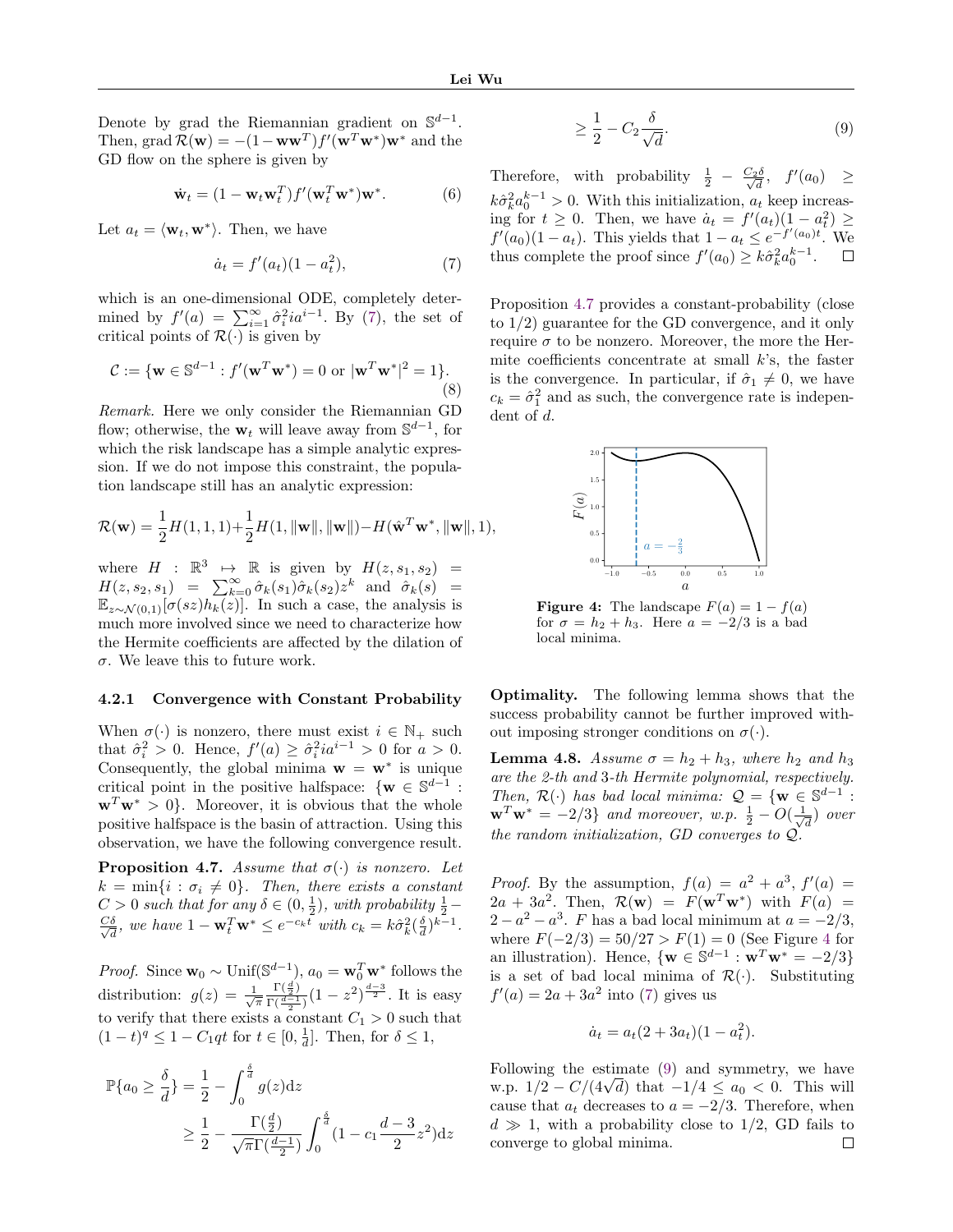Denote by grad the Riemannian gradient on $\mathbb{S}^{d-1}$. Then, $\operatorname{grad}\mathcal{R}(\mathbf{w}) = -(1-\mathbf{w}\mathbf{w}^T)f'(\mathbf{w}^T\mathbf{w}^*)\mathbf{w}^*$ and the GD flow on the sphere is given by

$$\dot{\mathbf{w}}_t = (1-\mathbf{w}_t\mathbf{w}_t^T)f'(\mathbf{w}_t^T\mathbf{w}^*)\mathbf{w}^*. \tag{6}$$

Let $a_t = \langle \mathbf{w}_t, \mathbf{w}^* \rangle$. Then, we have

$$\dot{a}_t = f'(a_t)(1-a_t^2), \tag{7}$$

which is an one-dimensional ODE, completely determined by $f'(a) = \sum_{i=1}^\infty \hat{\sigma}_i^2 i a^{i-1}$. By (7), the set of critical points of $\mathcal{R}(\cdot)$ is given by

$$\mathcal{C} := \{\mathbf{w} \in \mathbb{S}^{d-1} : f'(\mathbf{w}^T\mathbf{w}^*) = 0 \text{ or } |\mathbf{w}^T\mathbf{w}^*|^2 = 1\}. \tag{8}$$

*Remark.* Here we only consider the Riemannian GD flow; otherwise, the $\mathbf{w}_t$ will leave away from $\mathbb{S}^{d-1}$, for which the risk landscape has a simple analytic expression. If we do not impose this constraint, the population landscape still has an analytic expression:

$$\mathcal{R}(\mathbf{w}) = \frac{1}{2}H(1,1,1) + \frac{1}{2}H(1,\|\mathbf{w}\|,\|\mathbf{w}\|) - H(\hat{\mathbf{w}}^T\mathbf{w}^*, \|\mathbf{w}\|, 1),$$

where $H : \mathbb{R}^3 \mapsto \mathbb{R}$ is given by $H(z,s_1,s_2) = H(z,s_2,s_1) = \sum_{k=0}^\infty \hat{\sigma}_k(s_1)\hat{\sigma}_k(s_2)z^k$ and $\hat{\sigma}_k(s) = \mathbb{E}_{z\sim\mathcal{N}(0,1)}[\sigma(sz)h_k(z)]$. In such a case, the analysis is much more involved since we need to characterize how the Hermite coefficients are affected by the dilation of $\sigma$. We leave this to future work.

### 4.2.1 Convergence with Constant Probability

When $\sigma(\cdot)$ is nonzero, there must exist $i \in \mathbb{N}_+$ such that $\hat{\sigma}_i^2 > 0$. Hence, $f'(a) \geq \hat{\sigma}_i^2 i a^{i-1} > 0$ for $a > 0$. Consequently, the global minima $\mathbf{w} = \mathbf{w}^*$ is unique critical point in the positive halfspace: $\{\mathbf{w} \in \mathbb{S}^{d-1} : \mathbf{w}^T\mathbf{w}^* > 0\}$. Moreover, it is obvious that the whole positive halfspace is the basin of attraction. Using this observation, we have the following convergence result.

**Proposition 4.7.** *Assume that $\sigma(\cdot)$ is nonzero. Let $k = \min\{i : \sigma_i \neq 0\}$. Then, there exists a constant $C > 0$ such that for any $\delta \in (0, \frac{1}{2})$, with probability $\frac{1}{2} - \frac{C\delta}{\sqrt{d}}$, we have $1 - \mathbf{w}_t^T\mathbf{w}^* \leq e^{-c_k t}$ with $c_k = k\hat{\sigma}_k^2(\frac{\delta}{d})^{k-1}$.*

*Proof.* Since $\mathbf{w}_0 \sim \operatorname{Unif}(\mathbb{S}^{d-1})$, $a_0 = \mathbf{w}_0^T\mathbf{w}^*$ follows the distribution: $g(z) = \frac{1}{\sqrt{\pi}}\frac{\Gamma(\frac{d}{2})}{\Gamma(\frac{d-1}{2})}(1-z^2)^{\frac{d-3}{2}}$. It is easy to verify that there exists a constant $C_1 > 0$ such that $(1-t)^q \leq 1 - C_1 q t$ for $t \in [0, \frac{1}{d}]$. Then, for $\delta \leq 1$,

$$\begin{aligned}
\mathbb{P}\{a_0 \geq \frac{\delta}{d}\} &= \frac{1}{2} - \int_0^{\frac{\delta}{d}} g(z)\,\mathrm{d}z \\
&\geq \frac{1}{2} - \frac{\Gamma(\frac{d}{2})}{\sqrt{\pi}\Gamma(\frac{d-1}{2})}\int_0^{\frac{\delta}{d}}(1 - c_1\frac{d-3}{2}z^2)\,\mathrm{d}z \\
&\geq \frac{1}{2} - C_2\frac{\delta}{\sqrt{d}}.
\end{aligned} \tag{9}$$

Therefore, with probability $\frac{1}{2} - \frac{C_2\delta}{\sqrt{d}}$, $f'(a_0) \geq k\hat{\sigma}_k^2 a_0^{k-1} > 0$. With this initialization, $a_t$ keep increasing for $t \geq 0$. Then, we have $\dot{a}_t = f'(a_t)(1-a_t^2) \geq f'(a_0)(1-a_t)$. This yields that $1 - a_t \leq e^{-f'(a_0)t}$. We thus complete the proof since $f'(a_0) \geq k\hat{\sigma}_k^2 a_0^{k-1}$. ☐

Proposition 4.7 provides a constant-probability (close to 1/2) guarantee for the GD convergence, and it only require $\sigma$ to be nonzero. Moreover, the more the Hermite coefficients concentrate at small $k$'s, the faster is the convergence. In particular, if $\hat{\sigma}_1 \neq 0$, we have $c_k = \hat{\sigma}_1^2$ and as such, the convergence rate is independent of $d$.

**Figure 4:** The landscape $F(a) = 1 - f(a)$ for $\sigma = h_2 + h_3$. Here $a = -2/3$ is a bad local minima.

**Optimality.** The following lemma shows that the success probability cannot be further improved without imposing stronger conditions on $\sigma(\cdot)$.

**Lemma 4.8.** *Assume $\sigma = h_2 + h_3$, where $h_2$ and $h_3$ are the 2-th and 3-th Hermite polynomial, respectively. Then, $\mathcal{R}(\cdot)$ has bad local minima: $\mathcal{Q} = \{\mathbf{w} \in \mathbb{S}^{d-1} : \mathbf{w}^T\mathbf{w}^* = -2/3\}$ and moreover, w.p. $\frac{1}{2} - O(\frac{1}{\sqrt{d}})$ over the random initialization, GD converges to $\mathcal{Q}$.*

*Proof.* By the assumption, $f(a) = a^2 + a^3$, $f'(a) = 2a + 3a^2$. Then, $\mathcal{R}(\mathbf{w}) = F(\mathbf{w}^T\mathbf{w}^*)$ with $F(a) = 2 - a^2 - a^3$. $F$ has a bad local minimum at $a = -2/3$, where $F(-2/3) = 50/27 > F(1) = 0$ (See Figure 4 for an illustration). Hence, $\{\mathbf{w} \in \mathbb{S}^{d-1} : \mathbf{w}^T\mathbf{w}^* = -2/3\}$ is a set of bad local minima of $\mathcal{R}(\cdot)$. Substituting $f'(a) = 2a + 3a^2$ into (7) gives us

$$\dot{a}_t = a_t(2 + 3a_t)(1 - a_t^2).$$

Following the estimate (9) and symmetry, we have w.p. $1/2 - C/(4\sqrt{d})$ that $-1/4 \leq a_0 < 0$. This will cause that $a_t$ decreases to $a = -2/3$. Therefore, when $d \gg 1$, with a probability close to 1/2, GD fails to converge to global minima. ☐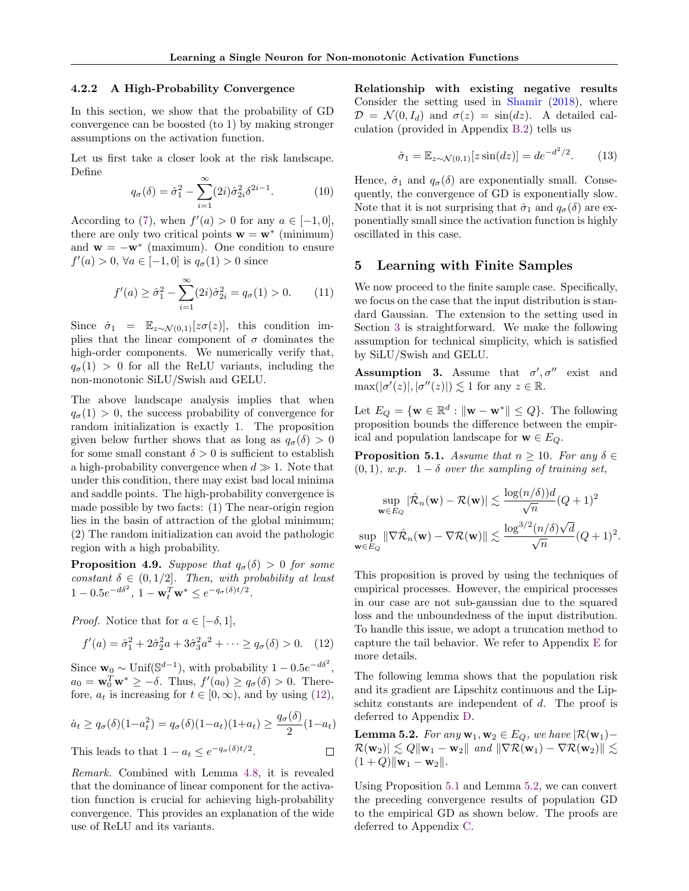### 4.2.2 A High-Probability Convergence

In this section, we show that the probability of GD convergence can be boosted (to 1) by making stronger assumptions on the activation function.

Let us first take a closer look at the risk landscape. Define

$$q_\sigma(\delta) = \hat{\sigma}_1^2 - \sum_{i=1}^{\infty}(2i)\hat{\sigma}_{2i}^2\delta^{2i-1}. \tag{10}$$

According to (7), when $f'(a) > 0$ for any $a \in [-1, 0]$, there are only two critical points $\mathbf{w} = \mathbf{w}^*$ (minimum) and $\mathbf{w} = -\mathbf{w}^*$ (maximum). One condition to ensure $f'(a) > 0$, $\forall a \in [-1, 0]$ is $q_\sigma(1) > 0$ since

$$f'(a) \geq \hat{\sigma}_1^2 - \sum_{i=1}^{\infty}(2i)\hat{\sigma}_{2i}^2 = q_\sigma(1) > 0. \tag{11}$$

Since $\hat{\sigma}_1 = \mathbb{E}_{z\sim\mathcal{N}(0,1)}[z\sigma(z)]$, this condition implies that the linear component of $\sigma$ dominates the high-order components. We numerically verify that, $q_\sigma(1) > 0$ for all the ReLU variants, including the non-monotonic SiLU/Swish and GELU.

The above landscape analysis implies that when $q_\sigma(1) > 0$, the success probability of convergence for random initialization is exactly 1. The proposition given below further shows that as long as $q_\sigma(\delta) > 0$ for some small constant $\delta > 0$ is sufficient to establish a high-probability convergence when $d \gg 1$. Note that under this condition, there may exist bad local minima and saddle points. The high-probability convergence is made possible by two facts: (1) The near-origin region lies in the basin of attraction of the global minimum; (2) The random initialization can avoid the pathologic region with a high probability.

**Proposition 4.9.** *Suppose that $q_\sigma(\delta) > 0$ for some constant $\delta \in (0, 1/2]$. Then, with probability at least $1 - 0.5e^{-d\delta^2}$, $1 - \mathbf{w}_t^T\mathbf{w}^* \leq e^{-q_\sigma(\delta)t/2}$.*

*Proof.* Notice that for $a \in [-\delta, 1]$,

$$f'(a) = \hat{\sigma}_1^2 + 2\hat{\sigma}_2^2 a + 3\hat{\sigma}_3^2 a^2 + \cdots \geq q_\sigma(\delta) > 0. \tag{12}$$

Since $\mathbf{w}_0 \sim \text{Unif}(\mathbb{S}^{d-1})$, with probability $1 - 0.5e^{-d\delta^2}$, $a_0 = \mathbf{w}_0^T\mathbf{w}^* \geq -\delta$. Thus, $f'(a_0) \geq q_\sigma(\delta) > 0$. Therefore, $a_t$ is increasing for $t \in [0, \infty)$, and by using (12),

$$\dot{a}_t \geq q_\sigma(\delta)(1-a_t^2) = q_\sigma(\delta)(1-a_t)(1+a_t) \geq \frac{q_\sigma(\delta)}{2}(1-a_t)$$

This leads to that $1 - a_t \leq e^{-q_\sigma(\delta)t/2}$. $\square$

*Remark.* Combined with Lemma 4.8, it is revealed that the dominance of linear component for the activation function is crucial for achieving high-probability convergence. This provides an explanation of the wide use of ReLU and its variants.

**Relationship with existing negative results** Consider the setting used in Shamir (2018), where $\mathcal{D} = \mathcal{N}(0, I_d)$ and $\sigma(z) = \sin(dz)$. A detailed calculation (provided in Appendix B.2) tells us

$$\hat{\sigma}_1 = \mathbb{E}_{z\sim\mathcal{N}(0,1)}[z\sin(dz)] = de^{-d^2/2}. \tag{13}$$

Hence, $\hat{\sigma}_1$ and $q_\sigma(\delta)$ are exponentially small. Consequently, the convergence of GD is exponentially slow. Note that it is not surprising that $\hat{\sigma}_1$ and $q_\sigma(\delta)$ are exponentially small since the activation function is highly oscillated in this case.

## 5 Learning with Finite Samples

We now proceed to the finite sample case. Specifically, we focus on the case that the input distribution is standard Gaussian. The extension to the setting used in Section 3 is straightforward. We make the following assumption for technical simplicity, which is satisfied by SiLU/Swish and GELU.

**Assumption 3.** Assume that $\sigma', \sigma''$ exist and $\max(|\sigma'(z)|, |\sigma''(z)|) \lesssim 1$ for any $z \in \mathbb{R}$.

Let $E_Q = \{\mathbf{w} \in \mathbb{R}^d : \|\mathbf{w} - \mathbf{w}^*\| \leq Q\}$. The following proposition bounds the difference between the empirical and population landscape for $\mathbf{w} \in E_Q$.

**Proposition 5.1.** *Assume that $n \geq 10$. For any $\delta \in (0, 1)$, w.p. $1 - \delta$ over the sampling of training set,*

$$\sup_{\mathbf{w}\in E_Q} |\hat{\mathcal{R}}_n(\mathbf{w}) - \mathcal{R}(\mathbf{w})| \lesssim \frac{\log(n/\delta)d}{\sqrt{n}}(Q+1)^2$$

$$\sup_{\mathbf{w}\in E_Q} \|\nabla\hat{\mathcal{R}}_n(\mathbf{w}) - \nabla\mathcal{R}(\mathbf{w})\| \lesssim \frac{\log^{3/2}(n/\delta)\sqrt{d}}{\sqrt{n}}(Q+1)^2.$$

This proposition is proved by using the techniques of empirical processes. However, the empirical processes in our case are not sub-gaussian due to the squared loss and the unboundedness of the input distribution. To handle this issue, we adopt a truncation method to capture the tail behavior. We refer to Appendix E for more details.

The following lemma shows that the population risk and its gradient are Lipschitz continuous and the Lipschitz constants are independent of $d$. The proof is deferred to Appendix D.

**Lemma 5.2.** *For any $\mathbf{w}_1, \mathbf{w}_2 \in E_Q$, we have $|\mathcal{R}(\mathbf{w}_1) - \mathcal{R}(\mathbf{w}_2)| \lesssim Q\|\mathbf{w}_1 - \mathbf{w}_2\|$ and $\|\nabla\mathcal{R}(\mathbf{w}_1) - \nabla\mathcal{R}(\mathbf{w}_2)\| \lesssim (1+Q)\|\mathbf{w}_1 - \mathbf{w}_2\|$.*

Using Proposition 5.1 and Lemma 5.2, we can convert the preceding convergence results of population GD to the empirical GD as shown below. The proofs are deferred to Appendix C.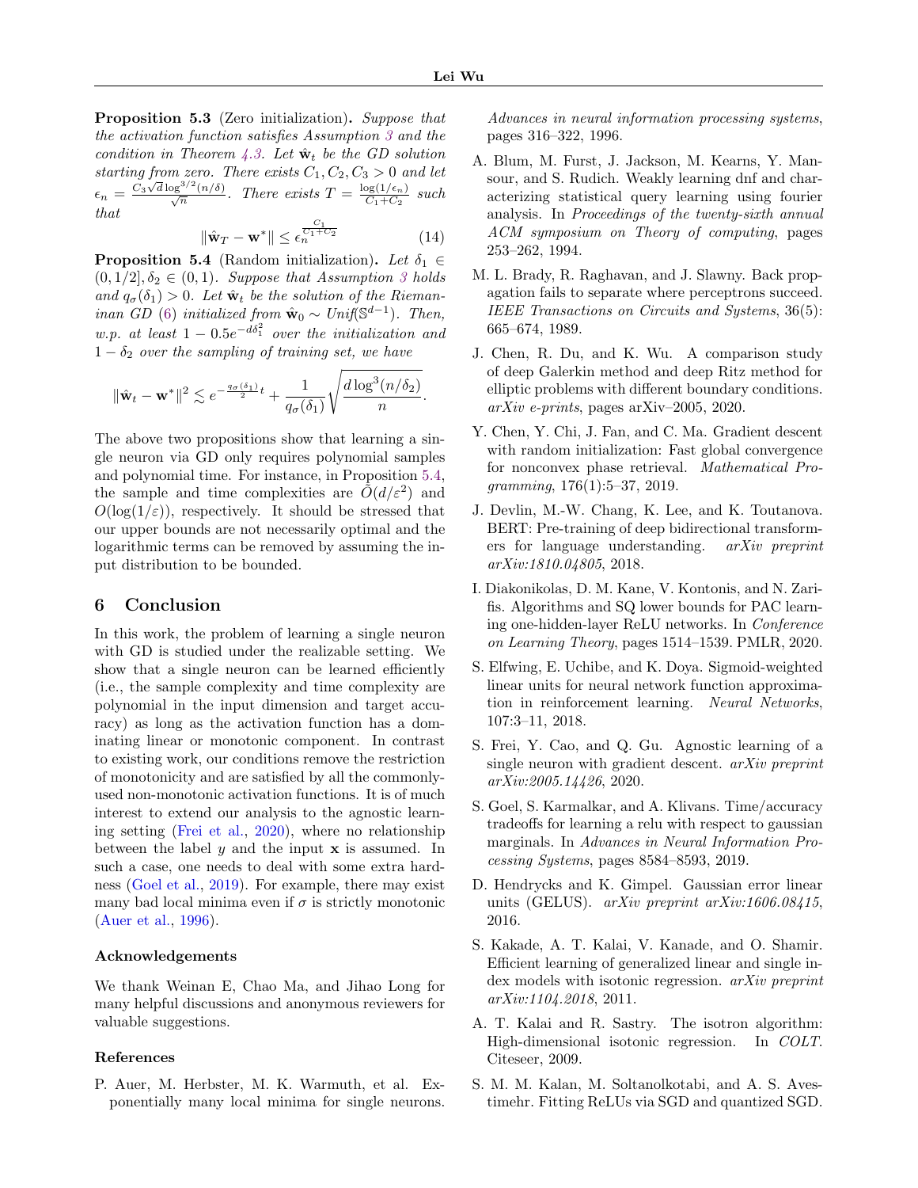**Proposition 5.3** (Zero initialization)**.** *Suppose that the activation function satisfies Assumption 3 and the condition in Theorem 4.3. Let $\hat{\mathbf{w}}_t$ be the GD solution starting from zero. There exists $C_1, C_2, C_3 > 0$ and let $\epsilon_n = \frac{C_3\sqrt{d}\log^{3/2}(n/\delta)}{\sqrt{n}}$. There exists $T = \frac{\log(1/\epsilon_n)}{C_1+C_2}$ such that*

$$\|\hat{\mathbf{w}}_T - \mathbf{w}^*\| \leq \epsilon_n^{\frac{C_1}{C_1+C_2}} \tag{14}$$

**Proposition 5.4** (Random initialization)**.** *Let $\delta_1 \in (0, 1/2], \delta_2 \in (0,1)$. Suppose that Assumption 3 holds and $q_\sigma(\delta_1) > 0$. Let $\hat{\mathbf{w}}_t$ be the solution of the Riemanian GD (6) initialized from $\hat{\mathbf{w}}_0 \sim Unif(\mathbb{S}^{d-1})$. Then, w.p. at least $1 - 0.5e^{-d\delta_1^2}$ over the initialization and $1 - \delta_2$ over the sampling of training set, we have*

$$\|\hat{\mathbf{w}}_t - \mathbf{w}^*\|^2 \lesssim e^{-\frac{q_\sigma(\delta_1)}{2}t} + \frac{1}{q_\sigma(\delta_1)}\sqrt{\frac{d\log^3(n/\delta_2)}{n}}.$$

The above two propositions show that learning a single neuron via GD only requires polynomial samples and polynomial time. For instance, in Proposition 5.4, the sample and time complexities are $\tilde{O}(d/\varepsilon^2)$ and $O(\log(1/\varepsilon))$, respectively. It should be stressed that our upper bounds are not necessarily optimal and the logarithmic terms can be removed by assuming the input distribution to be bounded.

## 6 Conclusion

In this work, the problem of learning a single neuron with GD is studied under the realizable setting. We show that a single neuron can be learned efficiently (i.e., the sample complexity and time complexity are polynomial in the input dimension and target accuracy) as long as the activation function has a dominating linear or monotonic component. In contrast to existing work, our conditions remove the restriction of monotonicity and are satisfied by all the commonly-used non-monotonic activation functions. It is of much interest to extend our analysis to the agnostic learning setting (Frei et al., 2020), where no relationship between the label $y$ and the input $\mathbf{x}$ is assumed. In such a case, one needs to deal with some extra hardness (Goel et al., 2019). For example, there may exist many bad local minima even if $\sigma$ is strictly monotonic (Auer et al., 1996).

### Acknowledgements

We thank Weinan E, Chao Ma, and Jihao Long for many helpful discussions and anonymous reviewers for valuable suggestions.

### References

P. Auer, M. Herbster, M. K. Warmuth, et al. Exponentially many local minima for single neurons. *Advances in neural information processing systems*, pages 316–322, 1996.

A. Blum, M. Furst, J. Jackson, M. Kearns, Y. Mansour, and S. Rudich. Weakly learning dnf and characterizing statistical query learning using fourier analysis. In *Proceedings of the twenty-sixth annual ACM symposium on Theory of computing*, pages 253–262, 1994.

M. L. Brady, R. Raghavan, and J. Slawny. Back propagation fails to separate where perceptrons succeed. *IEEE Transactions on Circuits and Systems*, 36(5): 665–674, 1989.

J. Chen, R. Du, and K. Wu. A comparison study of deep Galerkin method and deep Ritz method for elliptic problems with different boundary conditions. *arXiv e-prints*, pages arXiv–2005, 2020.

Y. Chen, Y. Chi, J. Fan, and C. Ma. Gradient descent with random initialization: Fast global convergence for nonconvex phase retrieval. *Mathematical Programming*, 176(1):5–37, 2019.

J. Devlin, M.-W. Chang, K. Lee, and K. Toutanova. BERT: Pre-training of deep bidirectional transformers for language understanding. *arXiv preprint arXiv:1810.04805*, 2018.

I. Diakonikolas, D. M. Kane, V. Kontonis, and N. Zarifis. Algorithms and SQ lower bounds for PAC learning one-hidden-layer ReLU networks. In *Conference on Learning Theory*, pages 1514–1539. PMLR, 2020.

S. Elfwing, E. Uchibe, and K. Doya. Sigmoid-weighted linear units for neural network function approximation in reinforcement learning. *Neural Networks*, 107:3–11, 2018.

S. Frei, Y. Cao, and Q. Gu. Agnostic learning of a single neuron with gradient descent. *arXiv preprint arXiv:2005.14426*, 2020.

S. Goel, S. Karmalkar, and A. Klivans. Time/accuracy tradeoffs for learning a relu with respect to gaussian marginals. In *Advances in Neural Information Processing Systems*, pages 8584–8593, 2019.

D. Hendrycks and K. Gimpel. Gaussian error linear units (GELUS). *arXiv preprint arXiv:1606.08415*, 2016.

S. Kakade, A. T. Kalai, V. Kanade, and O. Shamir. Efficient learning of generalized linear and single index models with isotonic regression. *arXiv preprint arXiv:1104.2018*, 2011.

A. T. Kalai and R. Sastry. The isotron algorithm: High-dimensional isotonic regression. In *COLT*. Citeseer, 2009.

S. M. M. Kalan, M. Soltanolkotabi, and A. S. Avestimehr. Fitting ReLUs via SGD and quantized SGD.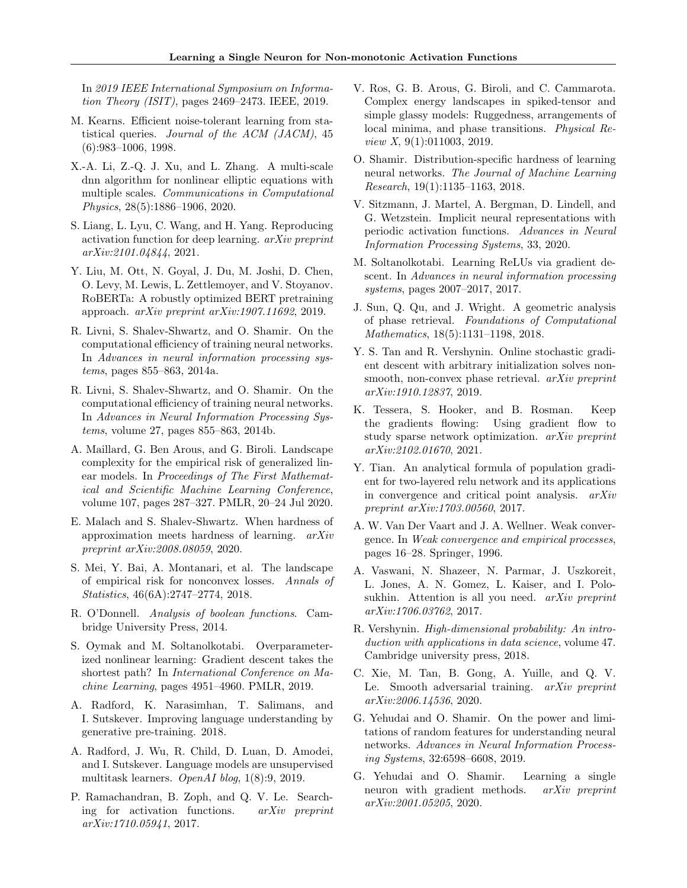In *2019 IEEE International Symposium on Information Theory (ISIT)*, pages 2469–2473. IEEE, 2019.

M. Kearns. Efficient noise-tolerant learning from statistical queries. *Journal of the ACM (JACM)*, 45 (6):983–1006, 1998.

X.-A. Li, Z.-Q. J. Xu, and L. Zhang. A multi-scale dnn algorithm for nonlinear elliptic equations with multiple scales. *Communications in Computational Physics*, 28(5):1886–1906, 2020.

S. Liang, L. Lyu, C. Wang, and H. Yang. Reproducing activation function for deep learning. *arXiv preprint arXiv:2101.04844*, 2021.

Y. Liu, M. Ott, N. Goyal, J. Du, M. Joshi, D. Chen, O. Levy, M. Lewis, L. Zettlemoyer, and V. Stoyanov. RoBERTa: A robustly optimized BERT pretraining approach. *arXiv preprint arXiv:1907.11692*, 2019.

R. Livni, S. Shalev-Shwartz, and O. Shamir. On the computational efficiency of training neural networks. In *Advances in neural information processing systems*, pages 855–863, 2014a.

R. Livni, S. Shalev-Shwartz, and O. Shamir. On the computational efficiency of training neural networks. In *Advances in Neural Information Processing Systems*, volume 27, pages 855–863, 2014b.

A. Maillard, G. Ben Arous, and G. Biroli. Landscape complexity for the empirical risk of generalized linear models. In *Proceedings of The First Mathematical and Scientific Machine Learning Conference*, volume 107, pages 287–327. PMLR, 20–24 Jul 2020.

E. Malach and S. Shalev-Shwartz. When hardness of approximation meets hardness of learning. *arXiv preprint arXiv:2008.08059*, 2020.

S. Mei, Y. Bai, A. Montanari, et al. The landscape of empirical risk for nonconvex losses. *Annals of Statistics*, 46(6A):2747–2774, 2018.

R. O'Donnell. *Analysis of boolean functions*. Cambridge University Press, 2014.

S. Oymak and M. Soltanolkotabi. Overparameterized nonlinear learning: Gradient descent takes the shortest path? In *International Conference on Machine Learning*, pages 4951–4960. PMLR, 2019.

A. Radford, K. Narasimhan, T. Salimans, and I. Sutskever. Improving language understanding by generative pre-training. 2018.

A. Radford, J. Wu, R. Child, D. Luan, D. Amodei, and I. Sutskever. Language models are unsupervised multitask learners. *OpenAI blog*, 1(8):9, 2019.

P. Ramachandran, B. Zoph, and Q. V. Le. Searching for activation functions. *arXiv preprint arXiv:1710.05941*, 2017.

V. Ros, G. B. Arous, G. Biroli, and C. Cammarota. Complex energy landscapes in spiked-tensor and simple glassy models: Ruggedness, arrangements of local minima, and phase transitions. *Physical Review X*, 9(1):011003, 2019.

O. Shamir. Distribution-specific hardness of learning neural networks. *The Journal of Machine Learning Research*, 19(1):1135–1163, 2018.

V. Sitzmann, J. Martel, A. Bergman, D. Lindell, and G. Wetzstein. Implicit neural representations with periodic activation functions. *Advances in Neural Information Processing Systems*, 33, 2020.

M. Soltanolkotabi. Learning ReLUs via gradient descent. In *Advances in neural information processing systems*, pages 2007–2017, 2017.

J. Sun, Q. Qu, and J. Wright. A geometric analysis of phase retrieval. *Foundations of Computational Mathematics*, 18(5):1131–1198, 2018.

Y. S. Tan and R. Vershynin. Online stochastic gradient descent with arbitrary initialization solves nonsmooth, non-convex phase retrieval. *arXiv preprint arXiv:1910.12837*, 2019.

K. Tessera, S. Hooker, and B. Rosman. Keep the gradients flowing: Using gradient flow to study sparse network optimization. *arXiv preprint arXiv:2102.01670*, 2021.

Y. Tian. An analytical formula of population gradient for two-layered relu network and its applications in convergence and critical point analysis. *arXiv preprint arXiv:1703.00560*, 2017.

A. W. Van Der Vaart and J. A. Wellner. Weak convergence. In *Weak convergence and empirical processes*, pages 16–28. Springer, 1996.

A. Vaswani, N. Shazeer, N. Parmar, J. Uszkoreit, L. Jones, A. N. Gomez, L. Kaiser, and I. Polosukhin. Attention is all you need. *arXiv preprint arXiv:1706.03762*, 2017.

R. Vershynin. *High-dimensional probability: An introduction with applications in data science*, volume 47. Cambridge university press, 2018.

C. Xie, M. Tan, B. Gong, A. Yuille, and Q. V. Le. Smooth adversarial training. *arXiv preprint arXiv:2006.14536*, 2020.

G. Yehudai and O. Shamir. On the power and limitations of random features for understanding neural networks. *Advances in Neural Information Processing Systems*, 32:6598–6608, 2019.

G. Yehudai and O. Shamir. Learning a single neuron with gradient methods. *arXiv preprint arXiv:2001.05205*, 2020.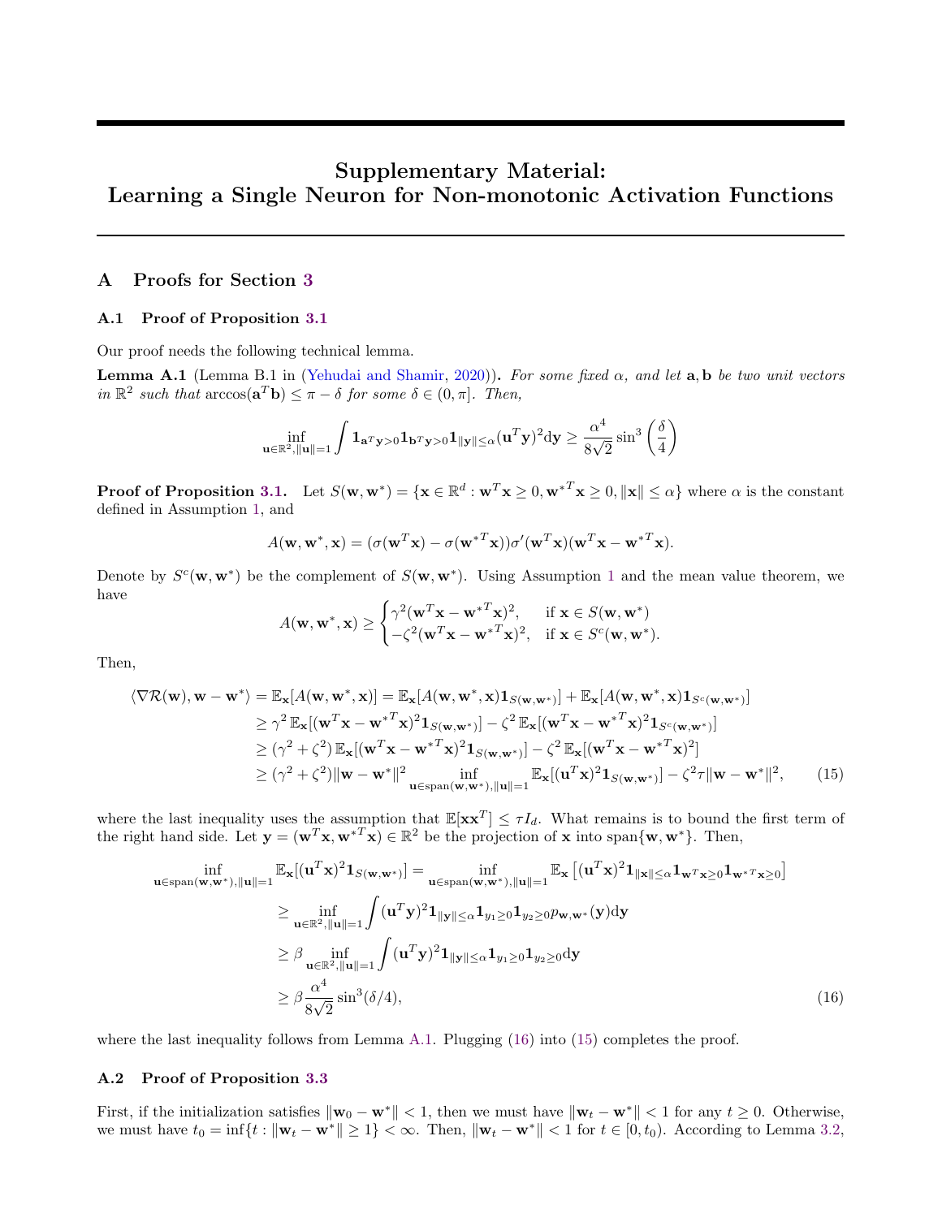# Supplementary Material: Learning a Single Neuron for Non-monotonic Activation Functions

## A Proofs for Section 3

### A.1 Proof of Proposition 3.1

Our proof needs the following technical lemma.

**Lemma A.1** (Lemma B.1 in (Yehudai and Shamir, 2020)). *For some fixed $\alpha$, and let $\mathbf{a}, \mathbf{b}$ be two unit vectors in $\mathbb{R}^2$ such that $\arccos(\mathbf{a}^T\mathbf{b}) \leq \pi - \delta$ for some $\delta \in (0, \pi]$. Then,*

$$\inf_{\mathbf{u}\in\mathbb{R}^2, \|\mathbf{u}\|=1} \int \mathbf{1}_{\mathbf{a}^T\mathbf{y}>0} \mathbf{1}_{\mathbf{b}^T\mathbf{y}>0} \mathbf{1}_{\|\mathbf{y}\|\leq\alpha} (\mathbf{u}^T\mathbf{y})^2 \mathrm{d}\mathbf{y} \geq \frac{\alpha^4}{8\sqrt{2}} \sin^3\left(\frac{\delta}{4}\right)$$

**Proof of Proposition 3.1.** Let $S(\mathbf{w}, \mathbf{w}^*) = \{\mathbf{x} \in \mathbb{R}^d : \mathbf{w}^T\mathbf{x} \geq 0, {\mathbf{w}^*}^T\mathbf{x} \geq 0, \|\mathbf{x}\| \leq \alpha\}$ where $\alpha$ is the constant defined in Assumption 1, and

$$A(\mathbf{w}, \mathbf{w}^*, \mathbf{x}) = (\sigma(\mathbf{w}^T\mathbf{x}) - \sigma({\mathbf{w}^*}^T\mathbf{x}))\sigma'(\mathbf{w}^T\mathbf{x})(\mathbf{w}^T\mathbf{x} - {\mathbf{w}^*}^T\mathbf{x}).$$

Denote by $S^c(\mathbf{w}, \mathbf{w}^*)$ be the complement of $S(\mathbf{w}, \mathbf{w}^*)$. Using Assumption 1 and the mean value theorem, we have

$$A(\mathbf{w}, \mathbf{w}^*, \mathbf{x}) \geq \begin{cases} \gamma^2(\mathbf{w}^T\mathbf{x} - {\mathbf{w}^*}^T\mathbf{x})^2, & \text{if } \mathbf{x} \in S(\mathbf{w}, \mathbf{w}^*) \\ -\zeta^2(\mathbf{w}^T\mathbf{x} - {\mathbf{w}^*}^T\mathbf{x})^2, & \text{if } \mathbf{x} \in S^c(\mathbf{w}, \mathbf{w}^*). \end{cases}$$

Then,

$$\begin{aligned}
\langle \nabla\mathcal{R}(\mathbf{w}), \mathbf{w} - \mathbf{w}^* \rangle &= \mathbb{E}_{\mathbf{x}}[A(\mathbf{w}, \mathbf{w}^*, \mathbf{x})] = \mathbb{E}_{\mathbf{x}}[A(\mathbf{w}, \mathbf{w}^*, \mathbf{x})\mathbf{1}_{S(\mathbf{w},\mathbf{w}^*)}] + \mathbb{E}_{\mathbf{x}}[A(\mathbf{w}, \mathbf{w}^*, \mathbf{x})\mathbf{1}_{S^c(\mathbf{w},\mathbf{w}^*)}] \\
&\geq \gamma^2\, \mathbb{E}_{\mathbf{x}}[(\mathbf{w}^T\mathbf{x} - {\mathbf{w}^*}^T\mathbf{x})^2\mathbf{1}_{S(\mathbf{w},\mathbf{w}^*)}] - \zeta^2\, \mathbb{E}_{\mathbf{x}}[(\mathbf{w}^T\mathbf{x} - {\mathbf{w}^*}^T\mathbf{x})^2\mathbf{1}_{S^c(\mathbf{w},\mathbf{w}^*)}] \\
&\geq (\gamma^2 + \zeta^2)\, \mathbb{E}_{\mathbf{x}}[(\mathbf{w}^T\mathbf{x} - {\mathbf{w}^*}^T\mathbf{x})^2\mathbf{1}_{S(\mathbf{w},\mathbf{w}^*)}] - \zeta^2\, \mathbb{E}_{\mathbf{x}}[(\mathbf{w}^T\mathbf{x} - {\mathbf{w}^*}^T\mathbf{x})^2] \\
&\geq (\gamma^2 + \zeta^2)\|\mathbf{w} - \mathbf{w}^*\|^2 \inf_{\mathbf{u}\in\mathrm{span}(\mathbf{w},\mathbf{w}^*), \|\mathbf{u}\|=1} \mathbb{E}_{\mathbf{x}}[(\mathbf{u}^T\mathbf{x})^2\mathbf{1}_{S(\mathbf{w},\mathbf{w}^*)}] - \zeta^2\tau\|\mathbf{w} - \mathbf{w}^*\|^2, \qquad (15)
\end{aligned}$$

where the last inequality uses the assumption that $\mathbb{E}[\mathbf{x}\mathbf{x}^T] \leq \tau I_d$. What remains is to bound the first term of the right hand side. Let $\mathbf{y} = (\mathbf{w}^T\mathbf{x}, {\mathbf{w}^*}^T\mathbf{x}) \in \mathbb{R}^2$ be the projection of $\mathbf{x}$ into $\mathrm{span}\{\mathbf{w}, \mathbf{w}^*\}$. Then,

$$\begin{aligned}
\inf_{\mathbf{u}\in\mathrm{span}(\mathbf{w},\mathbf{w}^*), \|\mathbf{u}\|=1} \mathbb{E}_{\mathbf{x}}[(\mathbf{u}^T\mathbf{x})^2\mathbf{1}_{S(\mathbf{w},\mathbf{w}^*)}] &= \inf_{\mathbf{u}\in\mathrm{span}(\mathbf{w},\mathbf{w}^*), \|\mathbf{u}\|=1} \mathbb{E}_{\mathbf{x}}\left[(\mathbf{u}^T\mathbf{x})^2\mathbf{1}_{\|\mathbf{x}\|\leq\alpha}\mathbf{1}_{\mathbf{w}^T\mathbf{x}\geq 0}\mathbf{1}_{{\mathbf{w}^*}^T\mathbf{x}\geq 0}\right] \\
&\geq \inf_{\mathbf{u}\in\mathbb{R}^2, \|\mathbf{u}\|=1} \int (\mathbf{u}^T\mathbf{y})^2\mathbf{1}_{\|\mathbf{y}\|\leq\alpha}\mathbf{1}_{y_1\geq 0}\mathbf{1}_{y_2\geq 0}\, p_{\mathbf{w},\mathbf{w}^*}(\mathbf{y})\mathrm{d}\mathbf{y} \\
&\geq \beta \inf_{\mathbf{u}\in\mathbb{R}^2, \|\mathbf{u}\|=1} \int (\mathbf{u}^T\mathbf{y})^2\mathbf{1}_{\|\mathbf{y}\|\leq\alpha}\mathbf{1}_{y_1\geq 0}\mathbf{1}_{y_2\geq 0}\mathrm{d}\mathbf{y} \\
&\geq \beta\frac{\alpha^4}{8\sqrt{2}}\sin^3(\delta/4), \qquad (16)
\end{aligned}$$

where the last inequality follows from Lemma A.1. Plugging (16) into (15) completes the proof.

### A.2 Proof of Proposition 3.3

First, if the initialization satisfies $\|\mathbf{w}_0 - \mathbf{w}^*\| < 1$, then we must have $\|\mathbf{w}_t - \mathbf{w}^*\| < 1$ for any $t \geq 0$. Otherwise, we must have $t_0 = \inf\{t : \|\mathbf{w}_t - \mathbf{w}^*\| \geq 1\} < \infty$. Then, $\|\mathbf{w}_t - \mathbf{w}^*\| < 1$ for $t \in [0, t_0)$. According to Lemma 3.2,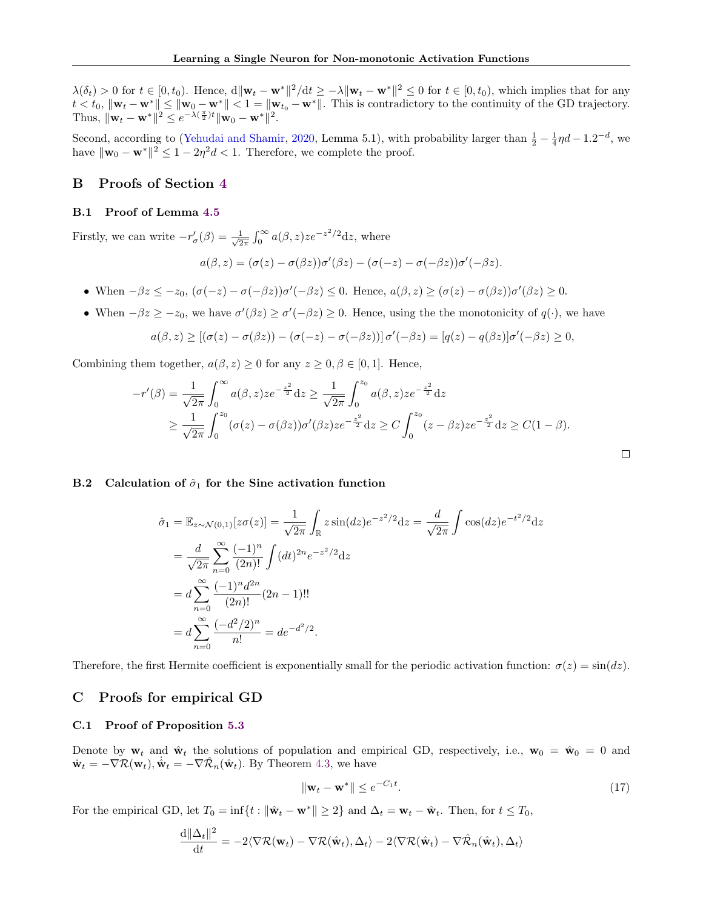$\lambda(\delta_t) > 0$ for $t \in [0, t_0)$. Hence, $\mathrm{d}\|\mathbf{w}_t - \mathbf{w}^*\|^2/\mathrm{d}t \geq -\lambda\|\mathbf{w}_t - \mathbf{w}^*\|^2 \leq 0$ for $t \in [0, t_0)$, which implies that for any $t < t_0$, $\|\mathbf{w}_t - \mathbf{w}^*\| \leq \|\mathbf{w}_0 - \mathbf{w}^*\| < 1 = \|\mathbf{w}_{t_0} - \mathbf{w}^*\|$. This is contradictory to the continuity of the GD trajectory. Thus, $\|\mathbf{w}_t - \mathbf{w}^*\|^2 \leq e^{-\lambda(\frac{\pi}{2})t}\|\mathbf{w}_0 - \mathbf{w}^*\|^2$.

Second, according to (Yehudai and Shamir, 2020, Lemma 5.1), with probability larger than $\frac{1}{2} - \frac{1}{4}\eta d - 1.2^{-d}$, we have $\|\mathbf{w}_0 - \mathbf{w}^*\|^2 \leq 1 - 2\eta^2 d < 1$. Therefore, we complete the proof.

# B Proofs of Section 4

## B.1 Proof of Lemma 4.5

Firstly, we can write $-r'_\sigma(\beta) = \frac{1}{\sqrt{2\pi}}\int_0^\infty a(\beta, z) z e^{-z^2/2}\mathrm{d}z$, where

$$a(\beta, z) = (\sigma(z) - \sigma(\beta z))\sigma'(\beta z) - (\sigma(-z) - \sigma(-\beta z))\sigma'(-\beta z).$$

- When $-\beta z \leq -z_0$, $(\sigma(-z) - \sigma(-\beta z))\sigma'(-\beta z) \leq 0$. Hence, $a(\beta, z) \geq (\sigma(z) - \sigma(\beta z))\sigma'(\beta z) \geq 0$.
- When $-\beta z \geq -z_0$, we have $\sigma'(\beta z) \geq \sigma'(-\beta z) \geq 0$. Hence, using the the monotonicity of $q(\cdot)$, we have

$$a(\beta, z) \geq [(\sigma(z) - \sigma(\beta z)) - (\sigma(-z) - \sigma(-\beta z))]\,\sigma'(-\beta z) = [q(z) - q(\beta z)]\sigma'(-\beta z) \geq 0,$$

Combining them together, $a(\beta, z) \geq 0$ for any $z \geq 0, \beta \in [0, 1]$. Hence,

$$\begin{aligned}
-r'(\beta) &= \frac{1}{\sqrt{2\pi}}\int_0^\infty a(\beta, z) z e^{-\frac{z^2}{2}}\mathrm{d}z \geq \frac{1}{\sqrt{2\pi}}\int_0^{z_0} a(\beta, z) z e^{-\frac{z^2}{2}}\mathrm{d}z \\
&\geq \frac{1}{\sqrt{2\pi}}\int_0^{z_0} (\sigma(z) - \sigma(\beta z))\sigma'(\beta z) z e^{-\frac{z^2}{2}}\mathrm{d}z \geq C\int_0^{z_0}(z - \beta z) z e^{-\frac{z^2}{2}}\mathrm{d}z \geq C(1 - \beta).
\end{aligned}$$

□

## B.2 Calculation of $\hat{\sigma}_1$ for the Sine activation function

$$\begin{aligned}
\hat{\sigma}_1 = \mathbb{E}_{z\sim\mathcal{N}(0,1)}[z\sigma(z)] &= \frac{1}{\sqrt{2\pi}}\int_{\mathbb{R}} z\sin(dz)e^{-z^2/2}\mathrm{d}z = \frac{d}{\sqrt{2\pi}}\int \cos(dz)e^{-t^2/2}\mathrm{d}z \\
&= \frac{d}{\sqrt{2\pi}}\sum_{n=0}^\infty \frac{(-1)^n}{(2n)!}\int (dt)^{2n}e^{-z^2/2}\mathrm{d}z \\
&= d\sum_{n=0}^\infty \frac{(-1)^n d^{2n}}{(2n)!}(2n-1)!! \\
&= d\sum_{n=0}^\infty \frac{(-d^2/2)^n}{n!} = de^{-d^2/2}.
\end{aligned}$$

Therefore, the first Hermite coefficient is exponentially small for the periodic activation function: $\sigma(z) = \sin(dz)$.

# C Proofs for empirical GD

## C.1 Proof of Proposition 5.3

Denote by $\mathbf{w}_t$ and $\hat{\mathbf{w}}_t$ the solutions of population and empirical GD, respectively, i.e., $\mathbf{w}_0 = \hat{\mathbf{w}}_0 = 0$ and $\dot{\mathbf{w}}_t = -\nabla\mathcal{R}(\mathbf{w}_t), \dot{\hat{\mathbf{w}}}_t = -\nabla\hat{\mathcal{R}}_n(\hat{\mathbf{w}}_t)$. By Theorem 4.3, we have

$$\|\mathbf{w}_t - \mathbf{w}^*\| \leq e^{-C_1 t}. \tag{17}$$

For the empirical GD, let $T_0 = \inf\{t : \|\hat{\mathbf{w}}_t - \mathbf{w}^*\| \geq 2\}$ and $\Delta_t = \mathbf{w}_t - \hat{\mathbf{w}}_t$. Then, for $t \leq T_0$,

$$\frac{\mathrm{d}\|\Delta_t\|^2}{\mathrm{d}t} = -2\langle\nabla\mathcal{R}(\mathbf{w}_t) - \nabla\mathcal{R}(\hat{\mathbf{w}}_t), \Delta_t\rangle - 2\langle\nabla\mathcal{R}(\hat{\mathbf{w}}_t) - \nabla\hat{\mathcal{R}}_n(\hat{\mathbf{w}}_t), \Delta_t\rangle$$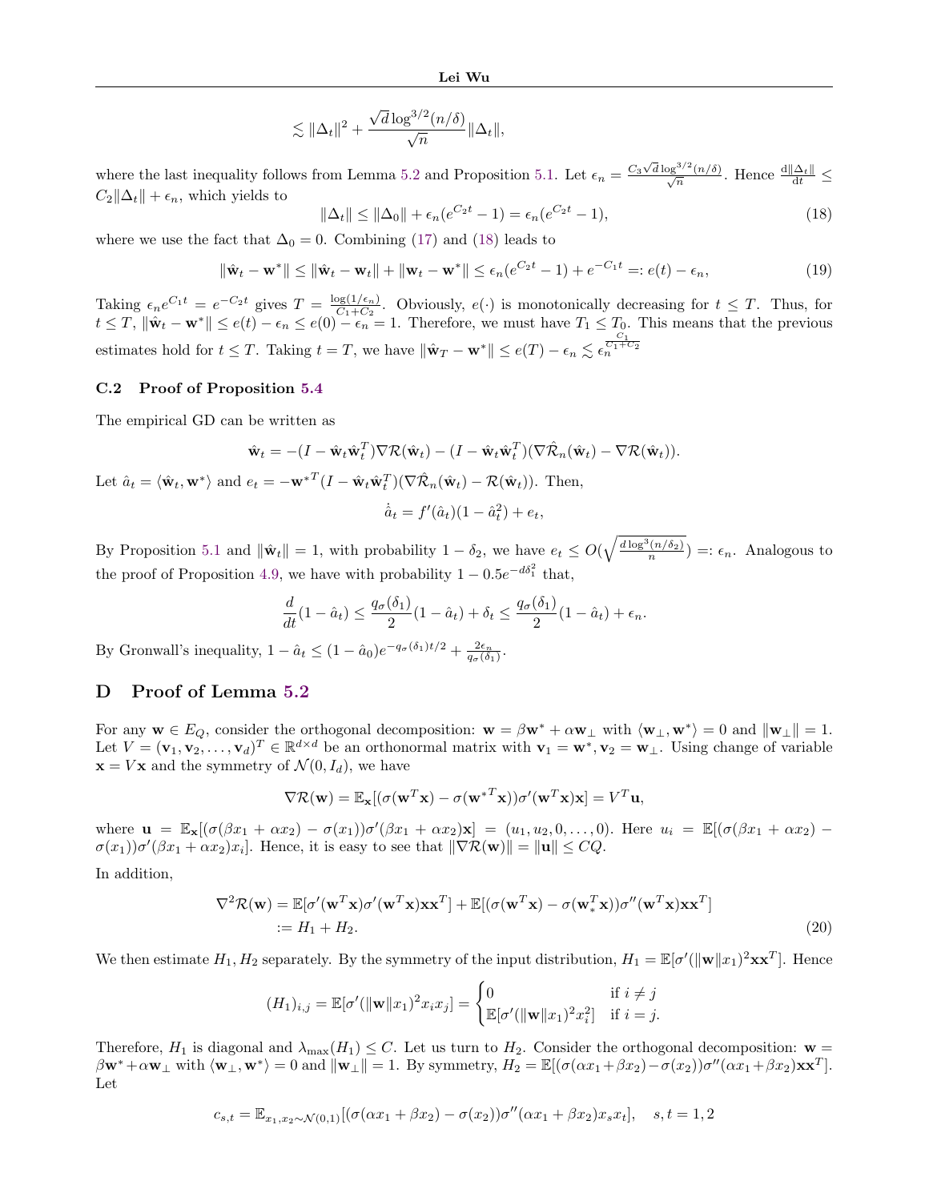$$\lesssim \|\Delta_t\|^2 + \frac{\sqrt{d}\log^{3/2}(n/\delta)}{\sqrt{n}}\|\Delta_t\|,$$

where the last inequality follows from Lemma 5.2 and Proposition 5.1. Let $\epsilon_n = \frac{C_3\sqrt{d}\log^{3/2}(n/\delta)}{\sqrt{n}}$. Hence $\frac{\mathrm{d}\|\Delta_t\|}{\mathrm{d}t} \leq C_2\|\Delta_t\| + \epsilon_n$, which yields to

$$\|\Delta_t\| \leq \|\Delta_0\| + \epsilon_n(e^{C_2 t} - 1) = \epsilon_n(e^{C_2 t} - 1), \tag{18}$$

where we use the fact that $\Delta_0 = 0$. Combining (17) and (18) leads to

$$\|\hat{\mathbf{w}}_t - \mathbf{w}^*\| \leq \|\hat{\mathbf{w}}_t - \mathbf{w}_t\| + \|\mathbf{w}_t - \mathbf{w}^*\| \leq \epsilon_n(e^{C_2 t} - 1) + e^{-C_1 t} =: e(t) - \epsilon_n, \tag{19}$$

Taking $\epsilon_n e^{C_1 t} = e^{-C_2 t}$ gives $T = \frac{\log(1/\epsilon_n)}{C_1 + C_2}$. Obviously, $e(\cdot)$ is monotonically decreasing for $t \leq T$. Thus, for $t \leq T$, $\|\hat{\mathbf{w}}_t - \mathbf{w}^*\| \leq e(t) - \epsilon_n \leq e(0) - \epsilon_n = 1$. Therefore, we must have $T_1 \leq T_0$. This means that the previous estimates hold for $t \leq T$. Taking $t = T$, we have $\|\hat{\mathbf{w}}_T - \mathbf{w}^*\| \leq e(T) - \epsilon_n \lesssim \epsilon_n^{\frac{C_1}{C_1+C_2}}$

### C.2 Proof of Proposition 5.4

The empirical GD can be written as

$$\dot{\hat{\mathbf{w}}}_t = -(I - \hat{\mathbf{w}}_t\hat{\mathbf{w}}_t^T)\nabla\mathcal{R}(\hat{\mathbf{w}}_t) - (I - \hat{\mathbf{w}}_t\hat{\mathbf{w}}_t^T)(\nabla\hat{\mathcal{R}}_n(\hat{\mathbf{w}}_t) - \nabla\mathcal{R}(\hat{\mathbf{w}}_t)).$$

Let $\hat{a}_t = \langle \hat{\mathbf{w}}_t, \mathbf{w}^* \rangle$ and $e_t = -{\mathbf{w}^*}^T(I - \hat{\mathbf{w}}_t\hat{\mathbf{w}}_t^T)(\nabla\hat{\mathcal{R}}_n(\hat{\mathbf{w}}_t) - \mathcal{R}(\hat{\mathbf{w}}_t))$. Then,

$$\dot{\hat{a}}_t = f'(\hat{a}_t)(1 - \hat{a}_t^2) + e_t,$$

By Proposition 5.1 and $\|\hat{\mathbf{w}}_t\| = 1$, with probability $1 - \delta_2$, we have $e_t \leq O(\sqrt{\frac{d\log^3(n/\delta_2)}{n}}) =: \epsilon_n$. Analogous to the proof of Proposition 4.9, we have with probability $1 - 0.5e^{-d\delta_1^2}$ that,

$$\frac{d}{dt}(1 - \hat{a}_t) \leq \frac{q_\sigma(\delta_1)}{2}(1 - \hat{a}_t) + \delta_t \leq \frac{q_\sigma(\delta_1)}{2}(1 - \hat{a}_t) + \epsilon_n.$$

By Gronwall's inequality, $1 - \hat{a}_t \leq (1 - \hat{a}_0)e^{-q_\sigma(\delta_1)t/2} + \frac{2\epsilon_n}{q_\sigma(\delta_1)}$.

## D Proof of Lemma 5.2

For any $\mathbf{w} \in E_Q$, consider the orthogonal decomposition: $\mathbf{w} = \beta\mathbf{w}^* + \alpha\mathbf{w}_\perp$ with $\langle \mathbf{w}_\perp, \mathbf{w}^* \rangle = 0$ and $\|\mathbf{w}_\perp\| = 1$. Let $V = (\mathbf{v}_1, \mathbf{v}_2, \ldots, \mathbf{v}_d)^T \in \mathbb{R}^{d\times d}$ be an orthonormal matrix with $\mathbf{v}_1 = \mathbf{w}^*, \mathbf{v}_2 = \mathbf{w}_\perp$. Using change of variable $\mathbf{x} = V\mathbf{x}$ and the symmetry of $\mathcal{N}(0, I_d)$, we have

$$\nabla\mathcal{R}(\mathbf{w}) = \mathbb{E}_\mathbf{x}[(\sigma(\mathbf{w}^T\mathbf{x}) - \sigma({\mathbf{w}^*}^T\mathbf{x}))\sigma'(\mathbf{w}^T\mathbf{x})\mathbf{x}] = V^T\mathbf{u},$$

where $\mathbf{u} = \mathbb{E}_\mathbf{x}[(\sigma(\beta x_1 + \alpha x_2) - \sigma(x_1))\sigma'(\beta x_1 + \alpha x_2)\mathbf{x}] = (u_1, u_2, 0, \ldots, 0)$. Here $u_i = \mathbb{E}[(\sigma(\beta x_1 + \alpha x_2) - \sigma(x_1))\sigma'(\beta x_1 + \alpha x_2)x_i]$. Hence, it is easy to see that $\|\nabla\mathcal{R}(\mathbf{w})\| = \|\mathbf{u}\| \leq CQ$.

In addition,

$$\begin{aligned}
\nabla^2\mathcal{R}(\mathbf{w}) &= \mathbb{E}[\sigma'(\mathbf{w}^T\mathbf{x})\sigma'(\mathbf{w}^T\mathbf{x})\mathbf{x}\mathbf{x}^T] + \mathbb{E}[(\sigma(\mathbf{w}^T\mathbf{x}) - \sigma(\mathbf{w}_*^T\mathbf{x}))\sigma''(\mathbf{w}^T\mathbf{x})\mathbf{x}\mathbf{x}^T] \\
&:= H_1 + H_2.
\end{aligned} \tag{20}$$

We then estimate $H_1, H_2$ separately. By the symmetry of the input distribution, $H_1 = \mathbb{E}[\sigma'(\|\mathbf{w}\|x_1)^2\mathbf{x}\mathbf{x}^T]$. Hence

$$(H_1)_{i,j} = \mathbb{E}[\sigma'(\|\mathbf{w}\|x_1)^2 x_i x_j] = \begin{cases} 0 & \text{if } i \neq j \\ \mathbb{E}[\sigma'(\|\mathbf{w}\|x_1)^2 x_i^2] & \text{if } i = j. \end{cases}$$

Therefore, $H_1$ is diagonal and $\lambda_{\max}(H_1) \leq C$. Let us turn to $H_2$. Consider the orthogonal decomposition: $\mathbf{w} = \beta\mathbf{w}^* + \alpha\mathbf{w}_\perp$ with $\langle \mathbf{w}_\perp, \mathbf{w}^* \rangle = 0$ and $\|\mathbf{w}_\perp\| = 1$. By symmetry, $H_2 = \mathbb{E}[(\sigma(\alpha x_1 + \beta x_2) - \sigma(x_2))\sigma''(\alpha x_1 + \beta x_2)\mathbf{x}\mathbf{x}^T]$. Let

$$c_{s,t} = \mathbb{E}_{x_1,x_2\sim\mathcal{N}(0,1)}[(\sigma(\alpha x_1 + \beta x_2) - \sigma(x_2))\sigma''(\alpha x_1 + \beta x_2)x_s x_t], \quad s, t = 1, 2$$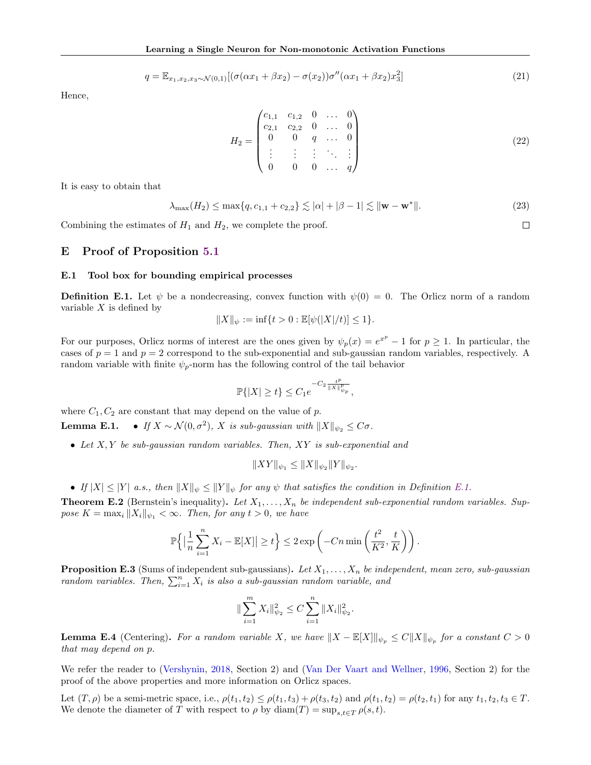$$q = \mathbb{E}_{x_1,x_2,x_3\sim\mathcal{N}(0,1)}[(\sigma(\alpha x_1+\beta x_2)-\sigma(x_2))\sigma''(\alpha x_1+\beta x_2)x_3^2] \tag{21}$$

Hence,

$$H_2 = \begin{pmatrix} c_{1,1} & c_{1,2} & 0 & \dots & 0 \\ c_{2,1} & c_{2,2} & 0 & \dots & 0 \\ 0 & 0 & q & \dots & 0 \\ \vdots & \vdots & \vdots & \ddots & \vdots \\ 0 & 0 & 0 & \dots & q \end{pmatrix} \tag{22}$$

It is easy to obtain that

$$\lambda_{\max}(H_2) \le \max\{q, c_{1,1}+c_{2,2}\} \lesssim |\alpha| + |\beta - 1| \lesssim \|\mathbf{w}-\mathbf{w}^*\|. \tag{23}$$

Combining the estimates of $H_1$ and $H_2$, we complete the proof. □

## E Proof of Proposition 5.1

### E.1 Tool box for bounding empirical processes

**Definition E.1.** Let $\psi$ be a nondecreasing, convex function with $\psi(0) = 0$. The Orlicz norm of a random variable $X$ is defined by

$$\|X\|_\psi := \inf\{t > 0 : \mathbb{E}[\psi(|X|/t)] \le 1\}.$$

For our purposes, Orlicz norms of interest are the ones given by $\psi_p(x) = e^{x^p} - 1$ for $p \ge 1$. In particular, the cases of $p = 1$ and $p = 2$ correspond to the sub-exponential and sub-gaussian random variables, respectively. A random variable with finite $\psi_p$-norm has the following control of the tail behavior

$$\mathbb{P}\{|X| \ge t\} \le C_1 e^{-C_2 \frac{t^p}{\|X\|_{\psi_p}^p}},$$

where $C_1, C_2$ are constant that may depend on the value of $p$.

**Lemma E.1.**
- *If $X \sim \mathcal{N}(0, \sigma^2)$, $X$ is sub-gaussian with $\|X\|_{\psi_2} \le C\sigma$.*
- *Let $X, Y$ be sub-gaussian random variables. Then, $XY$ is sub-exponential and*

$$\|XY\|_{\psi_1} \le \|X\|_{\psi_2}\|Y\|_{\psi_2}.$$

- *If $|X| \le |Y|$ a.s., then $\|X\|_\psi \le \|Y\|_\psi$ for any $\psi$ that satisfies the condition in Definition E.1.*

**Theorem E.2** (Bernstein's inequality)**.** *Let $X_1, \dots, X_n$ be independent sub-exponential random variables. Suppose $K = \max_i \|X_i\|_{\psi_1} < \infty$. Then, for any $t > 0$, we have*

$$\mathbb{P}\Big\{\big|\frac{1}{n}\sum_{i=1}^n X_i - \mathbb{E}[X]\big| \ge t\Big\} \le 2\exp\left(-Cn\min\left(\frac{t^2}{K^2}, \frac{t}{K}\right)\right).$$

**Proposition E.3** (Sums of independent sub-gaussians)**.** *Let $X_1, \dots, X_n$ be independent, mean zero, sub-gaussian random variables. Then, $\sum_{i=1}^n X_i$ is also a sub-gaussian random variable, and*

$$\|\sum_{i=1}^m X_i\|_{\psi_2}^2 \le C\sum_{i=1}^n \|X_i\|_{\psi_2}^2.$$

**Lemma E.4** (Centering)**.** *For a random variable $X$, we have $\|X - \mathbb{E}[X]\|_{\psi_p} \le C\|X\|_{\psi_p}$ for a constant $C > 0$ that may depend on $p$.*

We refer the reader to (Vershynin, 2018, Section 2) and (Van Der Vaart and Wellner, 1996, Section 2) for the proof of the above properties and more information on Orlicz spaces.

Let $(T, \rho)$ be a semi-metric space, i.e., $\rho(t_1, t_2) \le \rho(t_1, t_3) + \rho(t_3, t_2)$ and $\rho(t_1, t_2) = \rho(t_2, t_1)$ for any $t_1, t_2, t_3 \in T$. We denote the diameter of $T$ with respect to $\rho$ by $\text{diam}(T) = \sup_{s,t\in T}\rho(s, t)$.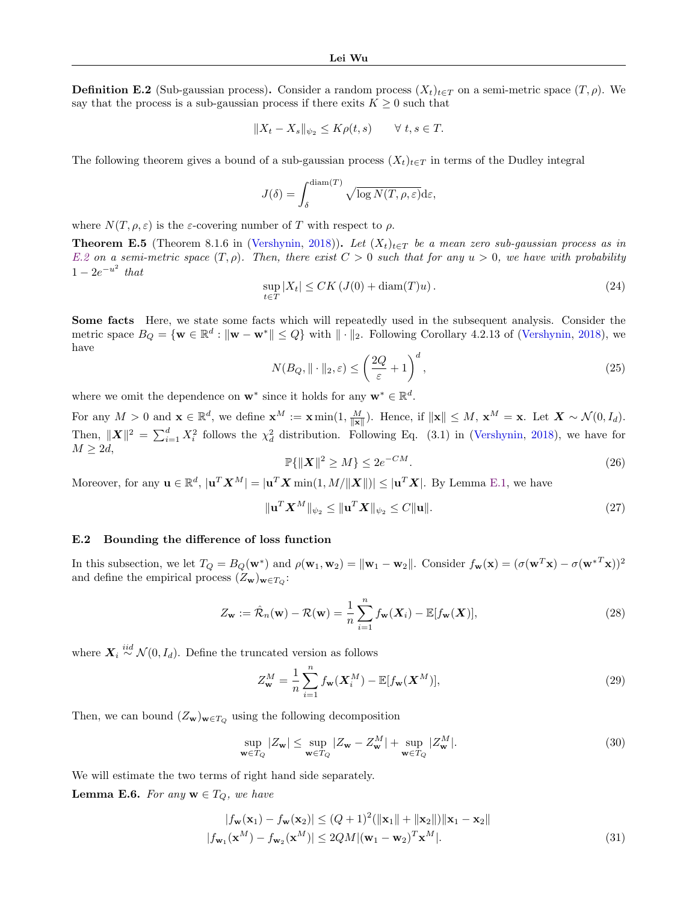**Definition E.2** (Sub-gaussian process)**.** Consider a random process $(X_t)_{t\in T}$ on a semi-metric space $(T,\rho)$. We say that the process is a sub-gaussian process if there exits $K\geq 0$ such that

$$\|X_t - X_s\|_{\psi_2} \leq K\rho(t,s) \qquad \forall\ t,s\in T.$$

The following theorem gives a bound of a sub-gaussian process $(X_t)_{t\in T}$ in terms of the Dudley integral

$$J(\delta) = \int_{\delta}^{\mathrm{diam}(T)} \sqrt{\log N(T,\rho,\varepsilon)}\mathrm{d}\varepsilon,$$

where $N(T,\rho,\varepsilon)$ is the $\varepsilon$-covering number of $T$ with respect to $\rho$.

**Theorem E.5** (Theorem 8.1.6 in (Vershynin, 2018))**.** *Let $(X_t)_{t\in T}$ be a mean zero sub-gaussian process as in E.2 on a semi-metric space $(T,\rho)$. Then, there exist $C>0$ such that for any $u>0$, we have with probability $1-2e^{-u^2}$ that*

$$\sup_{t\in T}|X_t| \leq CK\left(J(0) + \mathrm{diam}(T)u\right). \tag{24}$$

**Some facts** Here, we state some facts which will repeatedly used in the subsequent analysis. Consider the metric space $B_Q=\{\mathbf{w}\in\mathbb{R}^d : \|\mathbf{w}-\mathbf{w}^*\|\leq Q\}$ with $\|\cdot\|_2$. Following Corollary 4.2.13 of (Vershynin, 2018), we have

$$N(B_Q,\|\cdot\|_2,\varepsilon) \leq \left(\frac{2Q}{\varepsilon}+1\right)^d, \tag{25}$$

where we omit the dependence on $\mathbf{w}^*$ since it holds for any $\mathbf{w}^*\in\mathbb{R}^d$.

For any $M>0$ and $\mathbf{x}\in\mathbb{R}^d$, we define $\mathbf{x}^M := \mathbf{x}\min(1,\frac{M}{\|\mathbf{x}\|})$. Hence, if $\|\mathbf{x}\|\leq M$, $\mathbf{x}^M=\mathbf{x}$. Let $\boldsymbol{X}\sim\mathcal{N}(0,I_d)$. Then, $\|\boldsymbol{X}\|^2=\sum_{i=1}^d X_i^2$ follows the $\chi_d^2$ distribution. Following Eq. (3.1) in (Vershynin, 2018), we have for $M\geq 2d$,

$$\mathbb{P}\{\|\boldsymbol{X}\|^2\geq M\} \leq 2e^{-CM}. \tag{26}$$

Moreover, for any $\mathbf{u}\in\mathbb{R}^d$, $|\mathbf{u}^T\boldsymbol{X}^M| = |\mathbf{u}^T\boldsymbol{X}\min(1,M/\|\boldsymbol{X}\|)|\leq|\mathbf{u}^T\boldsymbol{X}|$. By Lemma E.1, we have

$$\|\mathbf{u}^T\boldsymbol{X}^M\|_{\psi_2}\leq\|\mathbf{u}^T\boldsymbol{X}\|_{\psi_2}\leq C\|\mathbf{u}\|. \tag{27}$$

### E.2 Bounding the difference of loss function

In this subsection, we let $T_Q=B_Q(\mathbf{w}^*)$ and $\rho(\mathbf{w}_1,\mathbf{w}_2)=\|\mathbf{w}_1-\mathbf{w}_2\|$. Consider $f_{\mathbf{w}}(\mathbf{x})=(\sigma(\mathbf{w}^T\mathbf{x})-\sigma({\mathbf{w}^*}^T\mathbf{x}))^2$ and define the empirical process $(Z_{\mathbf{w}})_{\mathbf{w}\in T_Q}$:

$$Z_{\mathbf{w}} := \hat{\mathcal{R}}_n(\mathbf{w})-\mathcal{R}(\mathbf{w}) = \frac{1}{n}\sum_{i=1}^n f_{\mathbf{w}}(\boldsymbol{X}_i)-\mathbb{E}[f_{\mathbf{w}}(\boldsymbol{X})], \tag{28}$$

where $\boldsymbol{X}_i\overset{iid}{\sim}\mathcal{N}(0,I_d)$. Define the truncated version as follows

$$Z_{\mathbf{w}}^M = \frac{1}{n}\sum_{i=1}^n f_{\mathbf{w}}(\boldsymbol{X}_i^M)-\mathbb{E}[f_{\mathbf{w}}(\boldsymbol{X}^M)], \tag{29}$$

Then, we can bound $(Z_{\mathbf{w}})_{\mathbf{w}\in T_Q}$ using the following decomposition

$$\sup_{\mathbf{w}\in T_Q}|Z_{\mathbf{w}}| \leq \sup_{\mathbf{w}\in T_Q}|Z_{\mathbf{w}}-Z_{\mathbf{w}}^M| + \sup_{\mathbf{w}\in T_Q}|Z_{\mathbf{w}}^M|. \tag{30}$$

We will estimate the two terms of right hand side separately.

**Lemma E.6.** *For any $\mathbf{w}\in T_Q$, we have*

$$\begin{aligned}
|f_{\mathbf{w}}(\mathbf{x}_1)-f_{\mathbf{w}}(\mathbf{x}_2)| &\leq (Q+1)^2(\|\mathbf{x}_1\|+\|\mathbf{x}_2\|)\|\mathbf{x}_1-\mathbf{x}_2\| \\
|f_{\mathbf{w}_1}(\mathbf{x}^M)-f_{\mathbf{w}_2}(\mathbf{x}^M)| &\leq 2QM|(\mathbf{w}_1-\mathbf{w}_2)^T\mathbf{x}^M|.
\end{aligned} \tag{31}$$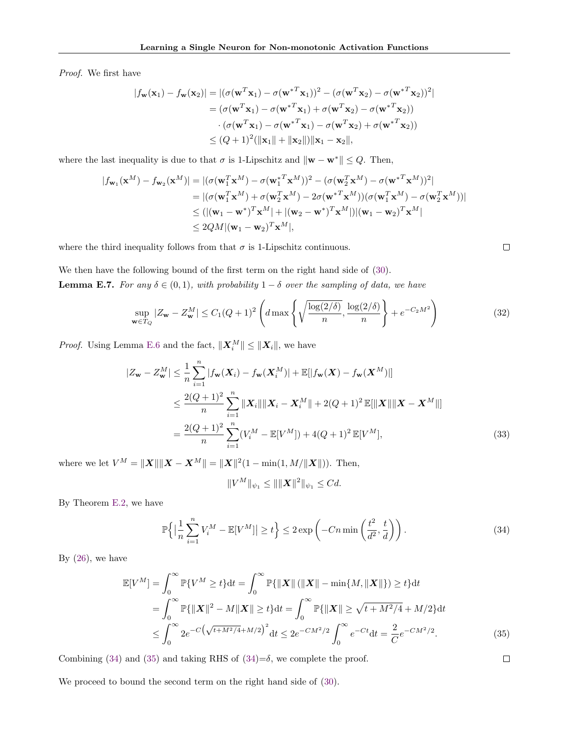*Proof.* We first have

$$
\begin{aligned}
|f_{\mathbf{w}}(\mathbf{x}_1) - f_{\mathbf{w}}(\mathbf{x}_2)| &= |(\sigma(\mathbf{w}^T\mathbf{x}_1) - \sigma(\mathbf{w}^{*T}\mathbf{x}_1))^2 - (\sigma(\mathbf{w}^T\mathbf{x}_2) - \sigma(\mathbf{w}^{*T}\mathbf{x}_2))^2| \\
&= (\sigma(\mathbf{w}^T\mathbf{x}_1) - \sigma(\mathbf{w}^{*T}\mathbf{x}_1) + \sigma(\mathbf{w}^T\mathbf{x}_2) - \sigma(\mathbf{w}^{*T}\mathbf{x}_2)) \\
&\quad \cdot (\sigma(\mathbf{w}^T\mathbf{x}_1) - \sigma(\mathbf{w}^{*T}\mathbf{x}_1) - \sigma(\mathbf{w}^T\mathbf{x}_2) + \sigma(\mathbf{w}^{*T}\mathbf{x}_2)) \\
&\le (Q+1)^2(\|\mathbf{x}_1\| + \|\mathbf{x}_2\|)\|\mathbf{x}_1 - \mathbf{x}_2\|,
\end{aligned}
$$

where the last inequality is due to that $\sigma$ is 1-Lipschitz and $\|\mathbf{w} - \mathbf{w}^*\| \le Q$. Then,

$$
\begin{aligned}
|f_{\mathbf{w}_1}(\mathbf{x}^M) - f_{\mathbf{w}_2}(\mathbf{x}^M)| &= |(\sigma(\mathbf{w}_1^T\mathbf{x}^M) - \sigma(\mathbf{w}_1^{*T}\mathbf{x}^M))^2 - (\sigma(\mathbf{w}_2^T\mathbf{x}^M) - \sigma(\mathbf{w}^{*T}\mathbf{x}^M))^2| \\
&= |(\sigma(\mathbf{w}_1^T\mathbf{x}^M) + \sigma(\mathbf{w}_2^T\mathbf{x}^M) - 2\sigma(\mathbf{w}^{*T}\mathbf{x}^M))(\sigma(\mathbf{w}_1^T\mathbf{x}^M) - \sigma(\mathbf{w}_2^T\mathbf{x}^M))| \\
&\le (|(\mathbf{w}_1 - \mathbf{w}^*)^T\mathbf{x}^M| + |(\mathbf{w}_2 - \mathbf{w}^*)^T\mathbf{x}^M|)|(\mathbf{w}_1 - \mathbf{w}_2)^T\mathbf{x}^M| \\
&\le 2QM|(\mathbf{w}_1 - \mathbf{w}_2)^T\mathbf{x}^M|,
\end{aligned}
$$

where the third inequality follows from that $\sigma$ is 1-Lipschitz continuous. □

We then have the following bound of the first term on the right hand side of (30).

**Lemma E.7.** *For any $\delta \in (0,1)$, with probability $1-\delta$ over the sampling of data, we have*

$$
\sup_{\mathbf{w}\in T_Q} |Z_{\mathbf{w}} - Z_{\mathbf{w}}^M| \le C_1(Q+1)^2\left(d\max\left\{\sqrt{\frac{\log(2/\delta)}{n}}, \frac{\log(2/\delta)}{n}\right\} + e^{-C_2M^2}\right) \tag{32}
$$

*Proof.* Using Lemma E.6 and the fact, $\|\boldsymbol{X}_i^M\| \le \|\boldsymbol{X}_i\|$, we have

$$
\begin{aligned}
|Z_{\mathbf{w}} - Z_{\mathbf{w}}^M| &\le \frac{1}{n}\sum_{i=1}^n |f_{\mathbf{w}}(\boldsymbol{X}_i) - f_{\mathbf{w}}(\boldsymbol{X}_i^M)| + \mathbb{E}[|f_{\mathbf{w}}(\boldsymbol{X}) - f_{\mathbf{w}}(\boldsymbol{X}^M)|] \\
&\le \frac{2(Q+1)^2}{n}\sum_{i=1}^n \|\boldsymbol{X}_i\|\|\boldsymbol{X}_i - \boldsymbol{X}_i^M\| + 2(Q+1)^2\,\mathbb{E}[\|\boldsymbol{X}\|\|\boldsymbol{X} - \boldsymbol{X}^M\|] \\
&= \frac{2(Q+1)^2}{n}\sum_{i=1}^n (V_i^M - \mathbb{E}[V^M]) + 4(Q+1)^2\,\mathbb{E}[V^M],
\end{aligned} \tag{33}
$$

where we let $V^M = \|\boldsymbol{X}\|\|\boldsymbol{X} - \boldsymbol{X}^M\| = \|\boldsymbol{X}\|^2(1 - \min(1, M/\|\boldsymbol{X}\|))$. Then,

$$
\|V^M\|_{\psi_1} \le \|\|\boldsymbol{X}\|^2\|_{\psi_1} \le Cd.
$$

By Theorem E.2, we have

$$
\mathbb{P}\Big\{\big|\frac{1}{n}\sum_{i=1}^n V_i^M - \mathbb{E}[V^M]\big| \ge t\Big\} \le 2\exp\left(-Cn\min\left(\frac{t^2}{d^2}, \frac{t}{d}\right)\right). \tag{34}
$$

By (26), we have

$$
\begin{aligned}
\mathbb{E}[V^M] &= \int_0^\infty \mathbb{P}\{V^M \ge t\}\mathrm{d}t = \int_0^\infty \mathbb{P}\{\|\boldsymbol{X}\|\,(\|\boldsymbol{X}\| - \min\{M, \|\boldsymbol{X}\|\}) \ge t\}\mathrm{d}t \\
&= \int_0^\infty \mathbb{P}\{\|\boldsymbol{X}\|^2 - M\|\boldsymbol{X}\| \ge t\}\mathrm{d}t = \int_0^\infty \mathbb{P}\{\|\boldsymbol{X}\| \ge \sqrt{t + M^2/4} + M/2\}\mathrm{d}t \\
&\le \int_0^\infty 2e^{-C\left(\sqrt{t+M^2/4}+M/2\right)^2}\mathrm{d}t \le 2e^{-CM^2/2}\int_0^\infty e^{-Ct}\mathrm{d}t = \frac{2}{C}e^{-CM^2/2}.
\end{aligned} \tag{35}
$$

Combining (34) and (35) and taking RHS of (34)=$\delta$, we complete the proof. □

We proceed to bound the second term on the right hand side of (30).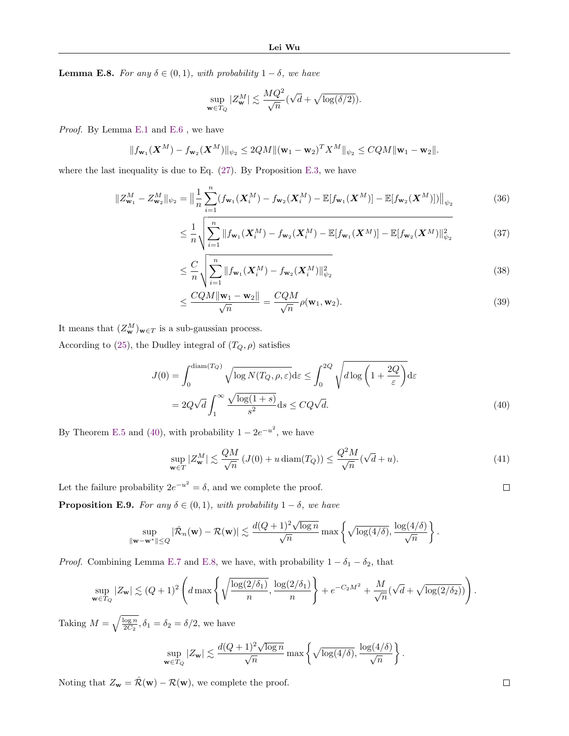**Lemma E.8.** *For any $\delta \in (0,1)$, with probability $1-\delta$, we have*

$$\sup_{\mathbf{w}\in T_Q} |Z^M_{\mathbf{w}}| \lesssim \frac{MQ^2}{\sqrt{n}}(\sqrt{d} + \sqrt{\log(\delta/2)}).$$

*Proof.* By Lemma E.1 and E.6 , we have

$$\|f_{\mathbf{w}_1}(\boldsymbol{X}^M) - f_{\mathbf{w}_2}(\boldsymbol{X}^M)\|_{\psi_2} \leq 2QM\|(\mathbf{w}_1 - \mathbf{w}_2)^T X^M\|_{\psi_2} \leq CQM\|\mathbf{w}_1 - \mathbf{w}_2\|.$$

where the last inequality is due to Eq. (27). By Proposition E.3, we have

$$\|Z^M_{\mathbf{w}_1} - Z^M_{\mathbf{w}_2}\|_{\psi_2} = \Big\|\frac{1}{n}\sum_{i=1}^n (f_{\mathbf{w}_1}(\boldsymbol{X}^M_i) - f_{\mathbf{w}_2}(\boldsymbol{X}^M_i) - \mathbb{E}[f_{\mathbf{w}_1}(\boldsymbol{X}^M)] - \mathbb{E}[f_{\mathbf{w}_2}(\boldsymbol{X}^M)])\Big\|_{\psi_2} \tag{36}$$

$$\leq \frac{1}{n}\sqrt{\sum_{i=1}^n \|f_{\mathbf{w}_1}(\boldsymbol{X}^M_i) - f_{\mathbf{w}_2}(\boldsymbol{X}^M_i) - \mathbb{E}[f_{\mathbf{w}_1}(\boldsymbol{X}^M)] - \mathbb{E}[f_{\mathbf{w}_2}(\boldsymbol{X}^M)\|^2_{\psi_2}} \tag{37}$$

$$\leq \frac{C}{n}\sqrt{\sum_{i=1}^n \|f_{\mathbf{w}_1}(\boldsymbol{X}^M_i) - f_{\mathbf{w}_2}(\boldsymbol{X}^M_i)\|^2_{\psi_2}} \tag{38}$$

$$\leq \frac{CQM\|\mathbf{w}_1 - \mathbf{w}_2\|}{\sqrt{n}} = \frac{CQM}{\sqrt{n}}\rho(\mathbf{w}_1, \mathbf{w}_2). \tag{39}$$

It means that $(Z^M_{\mathbf{w}})_{\mathbf{w}\in T}$ is a sub-gaussian process.

According to (25), the Dudley integral of $(T_Q, \rho)$ satisfies

$$J(0) = \int_0^{\mathrm{diam}(T_Q)} \sqrt{\log N(T_Q, \rho, \varepsilon)}\mathrm{d}\varepsilon \leq \int_0^{2Q} \sqrt{d\log\left(1 + \frac{2Q}{\varepsilon}\right)}\mathrm{d}\varepsilon$$

$$= 2Q\sqrt{d}\int_1^\infty \frac{\sqrt{\log(1+s)}}{s^2}\mathrm{d}s \leq CQ\sqrt{d}. \tag{40}$$

By Theorem E.5 and (40), with probability $1 - 2e^{-u^2}$, we have

$$\sup_{\mathbf{w}\in T} |Z^M_{\mathbf{w}}| \lesssim \frac{QM}{\sqrt{n}}\left(J(0) + u\,\mathrm{diam}(T_Q)\right) \leq \frac{Q^2 M}{\sqrt{n}}(\sqrt{d} + u). \tag{41}$$

Let the failure probability $2e^{-u^2} = \delta$, and we complete the proof. $\square$

**Proposition E.9.** *For any $\delta \in (0,1)$, with probability $1-\delta$, we have*

$$\sup_{\|\mathbf{w}-\mathbf{w}^*\|\leq Q} |\hat{\mathcal{R}}_n(\mathbf{w}) - \mathcal{R}(\mathbf{w})| \lesssim \frac{d(Q+1)^2\sqrt{\log n}}{\sqrt{n}}\max\left\{\sqrt{\log(4/\delta)}, \frac{\log(4/\delta)}{\sqrt{n}}\right\}.$$

*Proof.* Combining Lemma E.7 and E.8, we have, with probability $1 - \delta_1 - \delta_2$, that

$$\sup_{\mathbf{w}\in T_Q} |Z_{\mathbf{w}}| \lesssim (Q+1)^2\left(d\max\left\{\sqrt{\frac{\log(2/\delta_1)}{n}}, \frac{\log(2/\delta_1)}{n}\right\} + e^{-C_2M^2} + \frac{M}{\sqrt{n}}(\sqrt{d} + \sqrt{\log(2/\delta_2)})\right).$$

Taking $M = \sqrt{\frac{\log n}{2C_2}}, \delta_1 = \delta_2 = \delta/2$, we have

$$\sup_{\mathbf{w}\in T_Q} |Z_{\mathbf{w}}| \lesssim \frac{d(Q+1)^2\sqrt{\log n}}{\sqrt{n}}\max\left\{\sqrt{\log(4/\delta)}, \frac{\log(4/\delta)}{\sqrt{n}}\right\}.$$

Noting that $Z_{\mathbf{w}} = \hat{\mathcal{R}}(\mathbf{w}) - \mathcal{R}(\mathbf{w})$, we complete the proof. $\square$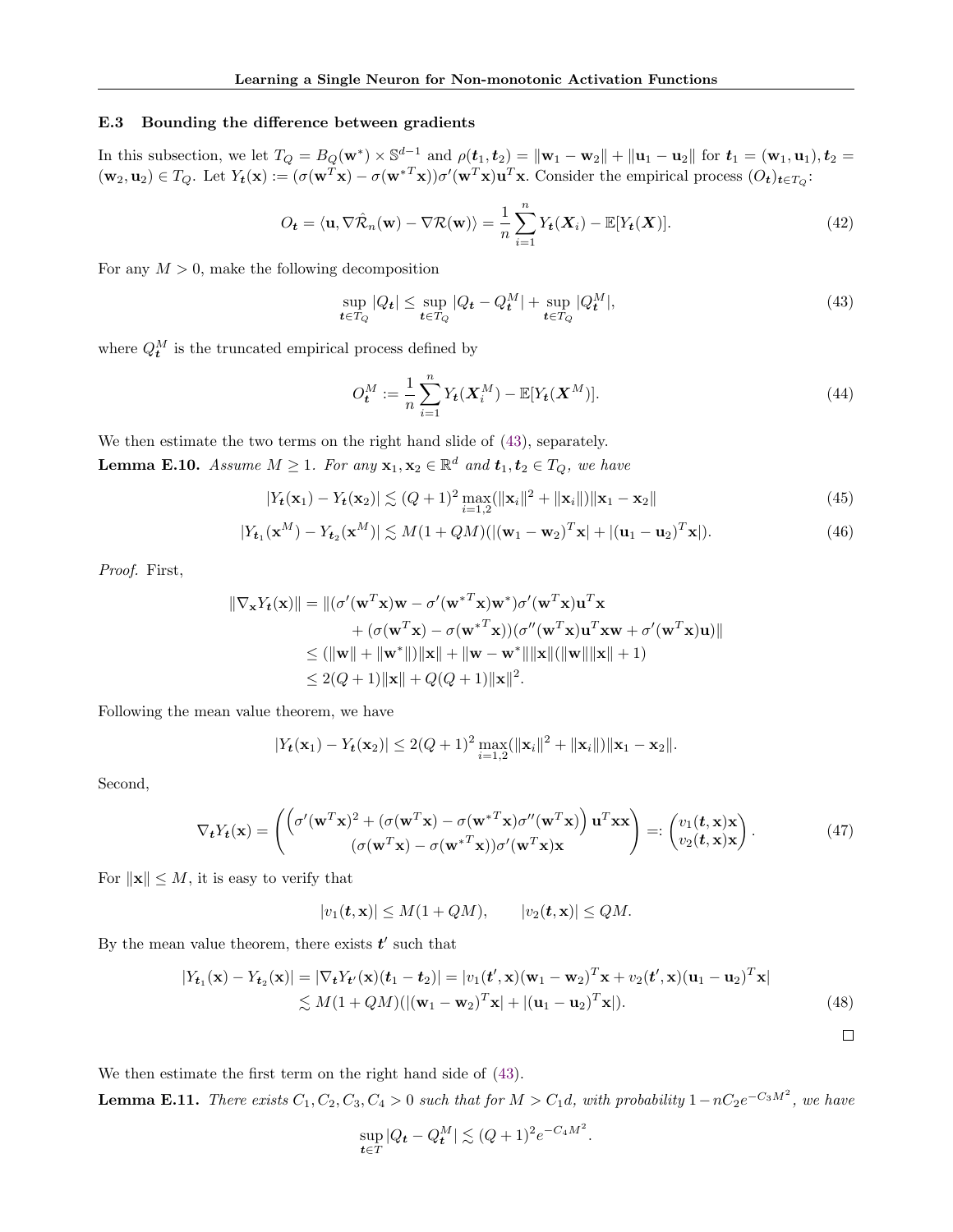### E.3 Bounding the difference between gradients

In this subsection, we let $T_Q = B_Q(\mathbf{w}^*) \times \mathbb{S}^{d-1}$ and $\rho(\boldsymbol{t}_1, \boldsymbol{t}_2) = \|\mathbf{w}_1 - \mathbf{w}_2\| + \|\mathbf{u}_1 - \mathbf{u}_2\|$ for $\boldsymbol{t}_1 = (\mathbf{w}_1, \mathbf{u}_1), \boldsymbol{t}_2 = (\mathbf{w}_2, \mathbf{u}_2) \in T_Q$. Let $Y_{\boldsymbol{t}}(\mathbf{x}) := (\sigma(\mathbf{w}^T\mathbf{x}) - \sigma(\mathbf{w}^{*T}\mathbf{x}))\sigma'(\mathbf{w}^T\mathbf{x})\mathbf{u}^T\mathbf{x}$. Consider the empirical process $(O_{\boldsymbol{t}})_{\boldsymbol{t}\in T_Q}$:

$$O_{\boldsymbol{t}} = \langle \mathbf{u}, \nabla\hat{\mathcal{R}}_n(\mathbf{w}) - \nabla\mathcal{R}(\mathbf{w})\rangle = \frac{1}{n}\sum_{i=1}^{n} Y_{\boldsymbol{t}}(\boldsymbol{X}_i) - \mathbb{E}[Y_{\boldsymbol{t}}(\boldsymbol{X})]. \tag{42}$$

For any $M > 0$, make the following decomposition

$$\sup_{\boldsymbol{t}\in T_Q} |Q_{\boldsymbol{t}}| \leq \sup_{\boldsymbol{t}\in T_Q} |Q_{\boldsymbol{t}} - Q_{\boldsymbol{t}}^M| + \sup_{\boldsymbol{t}\in T_Q} |Q_{\boldsymbol{t}}^M|, \tag{43}$$

where $Q_{\boldsymbol{t}}^M$ is the truncated empirical process defined by

$$O_{\boldsymbol{t}}^M := \frac{1}{n}\sum_{i=1}^{n} Y_{\boldsymbol{t}}(\boldsymbol{X}_i^M) - \mathbb{E}[Y_{\boldsymbol{t}}(\boldsymbol{X}^M)]. \tag{44}$$

We then estimate the two terms on the right hand slide of (43), separately.

**Lemma E.10.** *Assume $M \geq 1$. For any $\mathbf{x}_1, \mathbf{x}_2 \in \mathbb{R}^d$ and $\boldsymbol{t}_1, \boldsymbol{t}_2 \in T_Q$, we have*

$$|Y_{\boldsymbol{t}}(\mathbf{x}_1) - Y_{\boldsymbol{t}}(\mathbf{x}_2)| \lesssim (Q+1)^2 \max_{i=1,2}(\|\mathbf{x}_i\|^2 + \|\mathbf{x}_i\|)\|\mathbf{x}_1 - \mathbf{x}_2\| \tag{45}$$

$$|Y_{\boldsymbol{t}_1}(\mathbf{x}^M) - Y_{\boldsymbol{t}_2}(\mathbf{x}^M)| \lesssim M(1+QM)(|(\mathbf{w}_1 - \mathbf{w}_2)^T\mathbf{x}| + |(\mathbf{u}_1 - \mathbf{u}_2)^T\mathbf{x}|). \tag{46}$$

*Proof.* First,

$$\begin{aligned}
\|\nabla_{\mathbf{x}} Y_{\boldsymbol{t}}(\mathbf{x})\| &= \|(\sigma'(\mathbf{w}^T\mathbf{x})\mathbf{w} - \sigma'(\mathbf{w}^{*T}\mathbf{x})\mathbf{w}^*)\sigma'(\mathbf{w}^T\mathbf{x})\mathbf{u}^T\mathbf{x} \\
&\quad + (\sigma(\mathbf{w}^T\mathbf{x}) - \sigma(\mathbf{w}^{*T}\mathbf{x}))(\sigma''(\mathbf{w}^T\mathbf{x})\mathbf{u}^T\mathbf{x}\mathbf{w} + \sigma'(\mathbf{w}^T\mathbf{x})\mathbf{u})\| \\
&\leq (\|\mathbf{w}\| + \|\mathbf{w}^*\|)\|\mathbf{x}\| + \|\mathbf{w} - \mathbf{w}^*\|\|\mathbf{x}\|(\|\mathbf{w}\|\|\mathbf{x}\| + 1) \\
&\leq 2(Q+1)\|\mathbf{x}\| + Q(Q+1)\|\mathbf{x}\|^2.
\end{aligned}$$

Following the mean value theorem, we have

$$|Y_{\boldsymbol{t}}(\mathbf{x}_1) - Y_{\boldsymbol{t}}(\mathbf{x}_2)| \leq 2(Q+1)^2 \max_{i=1,2}(\|\mathbf{x}_i\|^2 + \|\mathbf{x}_i\|)\|\mathbf{x}_1 - \mathbf{x}_2\|.$$

Second,

$$\nabla_{\boldsymbol{t}} Y_{\boldsymbol{t}}(\mathbf{x}) = \begin{pmatrix} \left(\sigma'(\mathbf{w}^T\mathbf{x})^2 + (\sigma(\mathbf{w}^T\mathbf{x}) - \sigma(\mathbf{w}^{*T}\mathbf{x})\sigma''(\mathbf{w}^T\mathbf{x})\right)\mathbf{u}^T\mathbf{x}\mathbf{x} \\ (\sigma(\mathbf{w}^T\mathbf{x}) - \sigma(\mathbf{w}^{*T}\mathbf{x}))\sigma'(\mathbf{w}^T\mathbf{x})\mathbf{x} \end{pmatrix} =: \begin{pmatrix} v_1(\boldsymbol{t}, \mathbf{x})\mathbf{x} \\ v_2(\boldsymbol{t}, \mathbf{x})\mathbf{x} \end{pmatrix}. \tag{47}$$

For $\|\mathbf{x}\| \leq M$, it is easy to verify that

$$|v_1(\boldsymbol{t}, \mathbf{x})| \leq M(1+QM), \qquad |v_2(\boldsymbol{t}, \mathbf{x})| \leq QM.$$

By the mean value theorem, there exists $\boldsymbol{t}'$ such that

$$\begin{aligned}
|Y_{\boldsymbol{t}_1}(\mathbf{x}) - Y_{\boldsymbol{t}_2}(\mathbf{x})| &= |\nabla_{\boldsymbol{t}} Y_{\boldsymbol{t}'}(\mathbf{x})(\boldsymbol{t}_1 - \boldsymbol{t}_2)| = |v_1(\boldsymbol{t}', \mathbf{x})(\mathbf{w}_1 - \mathbf{w}_2)^T\mathbf{x} + v_2(\boldsymbol{t}', \mathbf{x})(\mathbf{u}_1 - \mathbf{u}_2)^T\mathbf{x}| \\
&\lesssim M(1+QM)(|(\mathbf{w}_1 - \mathbf{w}_2)^T\mathbf{x}| + |(\mathbf{u}_1 - \mathbf{u}_2)^T\mathbf{x}|).
\end{aligned} \tag{48}$$

$\square$

We then estimate the first term on the right hand side of (43).

**Lemma E.11.** *There exists $C_1, C_2, C_3, C_4 > 0$ such that for $M > C_1 d$, with probability $1 - nC_2 e^{-C_3 M^2}$, we have*

$$\sup_{\boldsymbol{t}\in T} |Q_{\boldsymbol{t}} - Q_{\boldsymbol{t}}^M| \lesssim (Q+1)^2 e^{-C_4 M^2}.$$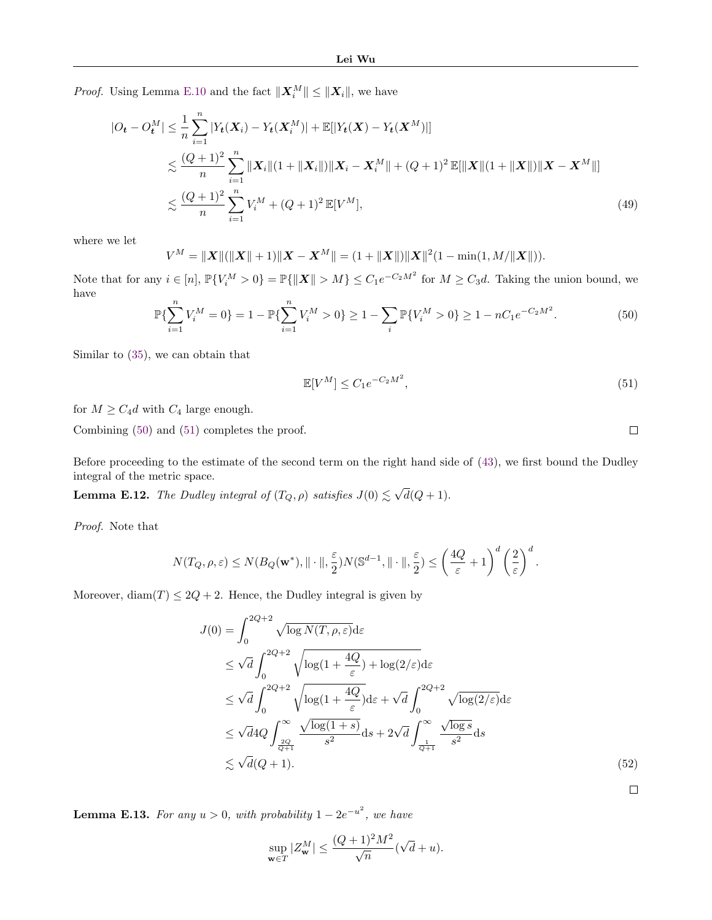*Proof.* Using Lemma E.10 and the fact $\|\boldsymbol{X}_i^M\| \leq \|\boldsymbol{X}_i\|$, we have

$$
\begin{aligned}
|O_{\boldsymbol{t}} - O_{\boldsymbol{t}}^M| &\leq \frac{1}{n}\sum_{i=1}^n |Y_{\boldsymbol{t}}(\boldsymbol{X}_i) - Y_{\boldsymbol{t}}(\boldsymbol{X}_i^M)| + \mathbb{E}[|Y_{\boldsymbol{t}}(\boldsymbol{X}) - Y_{\boldsymbol{t}}(\boldsymbol{X}^M)|] \\
&\lesssim \frac{(Q+1)^2}{n}\sum_{i=1}^n \|\boldsymbol{X}_i\|(1+\|\boldsymbol{X}_i\|)\|\boldsymbol{X}_i - \boldsymbol{X}_i^M\| + (Q+1)^2\,\mathbb{E}[\|\boldsymbol{X}\|(1+\|\boldsymbol{X}\|)\|\boldsymbol{X} - \boldsymbol{X}^M\|] \\
&\lesssim \frac{(Q+1)^2}{n}\sum_{i=1}^n V_i^M + (Q+1)^2\,\mathbb{E}[V^M], \qquad (49)
\end{aligned}
$$

where we let

$$
V^M = \|\boldsymbol{X}\|(\|\boldsymbol{X}\|+1)\|\boldsymbol{X} - \boldsymbol{X}^M\| = (1+\|\boldsymbol{X}\|)\|\boldsymbol{X}\|^2(1-\min(1, M/\|\boldsymbol{X}\|)).
$$

Note that for any $i \in [n]$, $\mathbb{P}\{V_i^M > 0\} = \mathbb{P}\{\|\boldsymbol{X}\| > M\} \leq C_1 e^{-C_2 M^2}$ for $M \geq C_3 d$. Taking the union bound, we have

$$
\mathbb{P}\{\sum_{i=1}^n V_i^M = 0\} = 1 - \mathbb{P}\{\sum_{i=1}^n V_i^M > 0\} \geq 1 - \sum_i \mathbb{P}\{V_i^M > 0\} \geq 1 - nC_1 e^{-C_2 M^2}. \qquad (50)
$$

Similar to (35), we can obtain that

$$
\mathbb{E}[V^M] \leq C_1 e^{-C_2 M^2}, \qquad (51)
$$

for $M \geq C_4 d$ with $C_4$ large enough.

Combining (50) and (51) completes the proof. ◻

Before proceeding to the estimate of the second term on the right hand side of (43), we first bound the Dudley integral of the metric space.

**Lemma E.12.** *The Dudley integral of $(T_Q, \rho)$ satisfies $J(0) \lesssim \sqrt{d}(Q+1)$.*

*Proof.* Note that

$$
N(T_Q, \rho, \varepsilon) \leq N(B_Q(\mathbf{w}^*), \|\cdot\|, \frac{\varepsilon}{2}) N(\mathbb{S}^{d-1}, \|\cdot\|, \frac{\varepsilon}{2}) \leq \left(\frac{4Q}{\varepsilon} + 1\right)^d \left(\frac{2}{\varepsilon}\right)^d.
$$

Moreover, $\mathrm{diam}(T) \leq 2Q + 2$. Hence, the Dudley integral is given by

$$
\begin{aligned}
J(0) &= \int_0^{2Q+2} \sqrt{\log N(T, \rho, \varepsilon)}\mathrm{d}\varepsilon \\
&\leq \sqrt{d}\int_0^{2Q+2} \sqrt{\log(1+\frac{4Q}{\varepsilon}) + \log(2/\varepsilon)}\mathrm{d}\varepsilon \\
&\leq \sqrt{d}\int_0^{2Q+2} \sqrt{\log(1+\frac{4Q}{\varepsilon})}\mathrm{d}\varepsilon + \sqrt{d}\int_0^{2Q+2}\sqrt{\log(2/\varepsilon)}\mathrm{d}\varepsilon \\
&\leq \sqrt{d}4Q\int_{\frac{2Q}{Q+1}}^{\infty} \frac{\sqrt{\log(1+s)}}{s^2}\mathrm{d}s + 2\sqrt{d}\int_{\frac{1}{Q+1}}^{\infty}\frac{\sqrt{\log s}}{s^2}\mathrm{d}s \\
&\lesssim \sqrt{d}(Q+1). \qquad (52)
\end{aligned}
$$

◻

**Lemma E.13.** *For any $u > 0$, with probability $1 - 2e^{-u^2}$, we have*

$$
\sup_{\mathbf{w}\in T} |Z_{\mathbf{w}}^M| \leq \frac{(Q+1)^2 M^2}{\sqrt{n}}(\sqrt{d} + u).
$$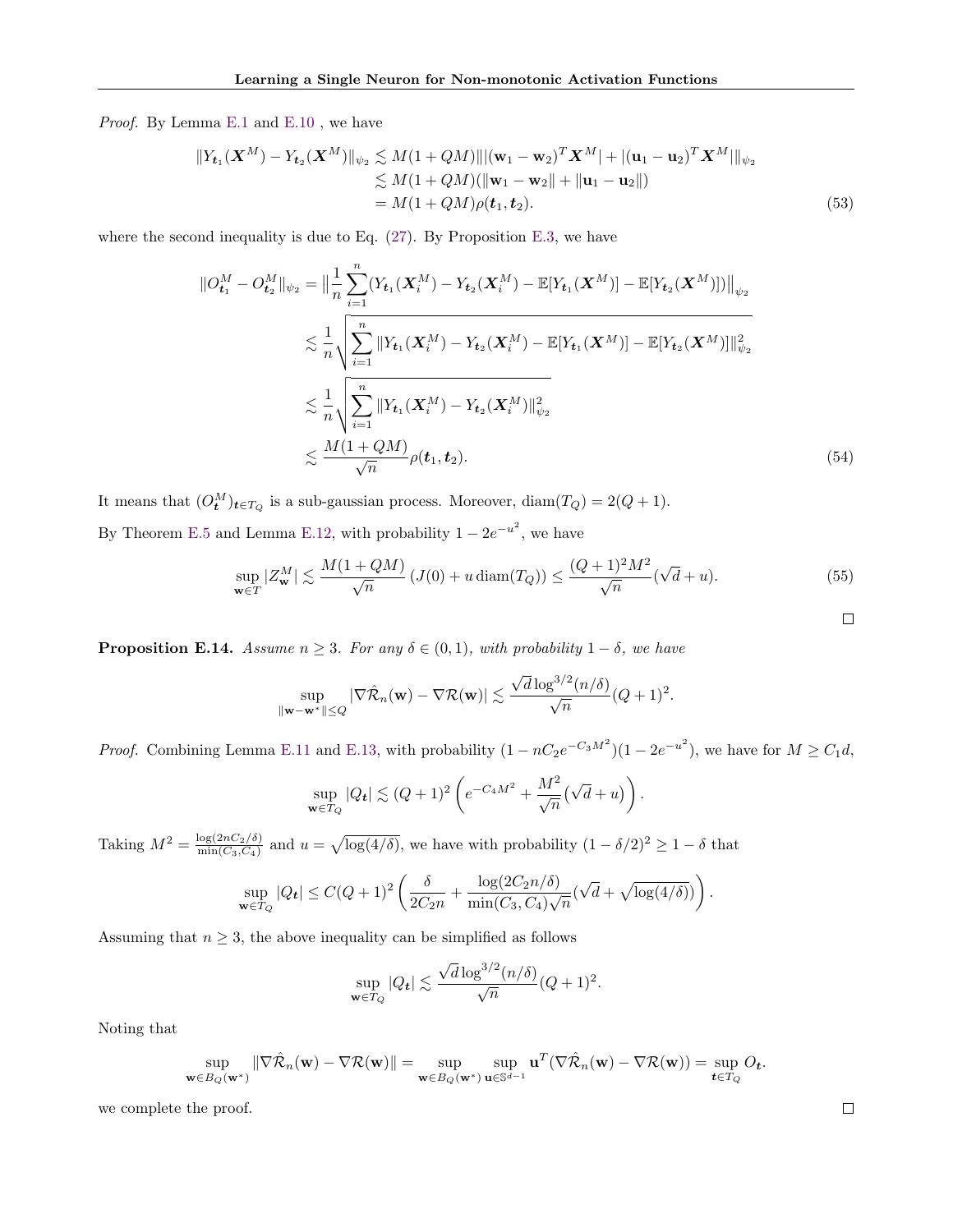*Proof.* By Lemma E.1 and E.10 , we have

$$
\begin{aligned}
\|Y_{\boldsymbol{t}_1}(\boldsymbol{X}^M) - Y_{\boldsymbol{t}_2}(\boldsymbol{X}^M)\|_{\psi_2} &\lesssim M(1+QM)\||(\mathbf{w}_1 - \mathbf{w}_2)^T \boldsymbol{X}^M| + |(\mathbf{u}_1 - \mathbf{u}_2)^T \boldsymbol{X}^M|\|_{\psi_2} \\
&\lesssim M(1+QM)(\|\mathbf{w}_1 - \mathbf{w}_2\| + \|\mathbf{u}_1 - \mathbf{u}_2\|) \\
&= M(1+QM)\rho(\boldsymbol{t}_1, \boldsymbol{t}_2). \qquad (53)
\end{aligned}
$$

where the second inequality is due to Eq. (27). By Proposition E.3, we have

$$
\begin{aligned}
\|O_{\boldsymbol{t}_1}^M - O_{\boldsymbol{t}_2}^M\|_{\psi_2} &= \Big\|\frac{1}{n}\sum_{i=1}^n (Y_{\boldsymbol{t}_1}(\boldsymbol{X}_i^M) - Y_{\boldsymbol{t}_2}(\boldsymbol{X}_i^M) - \mathbb{E}[Y_{\boldsymbol{t}_1}(\boldsymbol{X}^M)] - \mathbb{E}[Y_{\boldsymbol{t}_2}(\boldsymbol{X}^M)])\Big\|_{\psi_2} \\
&\lesssim \frac{1}{n}\sqrt{\sum_{i=1}^n \|Y_{\boldsymbol{t}_1}(\boldsymbol{X}_i^M) - Y_{\boldsymbol{t}_2}(\boldsymbol{X}_i^M) - \mathbb{E}[Y_{\boldsymbol{t}_1}(\boldsymbol{X}^M)] - \mathbb{E}[Y_{\boldsymbol{t}_2}(\boldsymbol{X}^M)]\|_{\psi_2}^2} \\
&\lesssim \frac{1}{n}\sqrt{\sum_{i=1}^n \|Y_{\boldsymbol{t}_1}(\boldsymbol{X}_i^M) - Y_{\boldsymbol{t}_2}(\boldsymbol{X}_i^M)\|_{\psi_2}^2} \\
&\lesssim \frac{M(1+QM)}{\sqrt{n}}\rho(\boldsymbol{t}_1, \boldsymbol{t}_2). \qquad (54)
\end{aligned}
$$

It means that $(O_{\boldsymbol{t}}^M)_{\boldsymbol{t}\in T_Q}$ is a sub-gaussian process. Moreover, $\operatorname{diam}(T_Q) = 2(Q+1)$.

By Theorem E.5 and Lemma E.12, with probability $1 - 2e^{-u^2}$, we have

$$
\sup_{\mathbf{w}\in T} |Z_{\mathbf{w}}^M| \lesssim \frac{M(1+QM)}{\sqrt{n}}\left(J(0) + u \operatorname{diam}(T_Q)\right) \leq \frac{(Q+1)^2 M^2}{\sqrt{n}}(\sqrt{d} + u). \qquad (55)
$$

□

**Proposition E.14.** *Assume $n \geq 3$. For any $\delta \in (0,1)$, with probability $1-\delta$, we have*

$$
\sup_{\|\mathbf{w}-\mathbf{w}^*\|\leq Q} |\nabla \hat{\mathcal{R}}_n(\mathbf{w}) - \nabla \mathcal{R}(\mathbf{w})| \lesssim \frac{\sqrt{d}\log^{3/2}(n/\delta)}{\sqrt{n}}(Q+1)^2.
$$

*Proof.* Combining Lemma E.11 and E.13, with probability $(1 - nC_2 e^{-C_3 M^2})(1 - 2e^{-u^2})$, we have for $M \geq C_1 d$,

$$
\sup_{\mathbf{w}\in T_Q} |Q_{\boldsymbol{t}}| \lesssim (Q+1)^2\left(e^{-C_4 M^2} + \frac{M^2}{\sqrt{n}}(\sqrt{d} + u)\right).
$$

Taking $M^2 = \frac{\log(2nC_2/\delta)}{\min(C_3, C_4)}$ and $u = \sqrt{\log(4/\delta)}$, we have with probability $(1-\delta/2)^2 \geq 1-\delta$ that

$$
\sup_{\mathbf{w}\in T_Q} |Q_{\boldsymbol{t}}| \leq C(Q+1)^2\left(\frac{\delta}{2C_2 n} + \frac{\log(2C_2 n/\delta)}{\min(C_3, C_4)\sqrt{n}}(\sqrt{d} + \sqrt{\log(4/\delta)})\right).
$$

Assuming that $n \geq 3$, the above inequality can be simplified as follows

$$
\sup_{\mathbf{w}\in T_Q} |Q_{\boldsymbol{t}}| \lesssim \frac{\sqrt{d}\log^{3/2}(n/\delta)}{\sqrt{n}}(Q+1)^2.
$$

Noting that

$$
\sup_{\mathbf{w}\in B_Q(\mathbf{w}^*)} \|\nabla \hat{\mathcal{R}}_n(\mathbf{w}) - \nabla \mathcal{R}(\mathbf{w})\| = \sup_{\mathbf{w}\in B_Q(\mathbf{w}^*)} \sup_{\mathbf{u}\in\mathbb{S}^{d-1}} \mathbf{u}^T(\nabla \hat{\mathcal{R}}_n(\mathbf{w}) - \nabla \mathcal{R}(\mathbf{w})) = \sup_{\boldsymbol{t}\in T_Q} O_{\boldsymbol{t}}.
$$

we complete the proof.

□